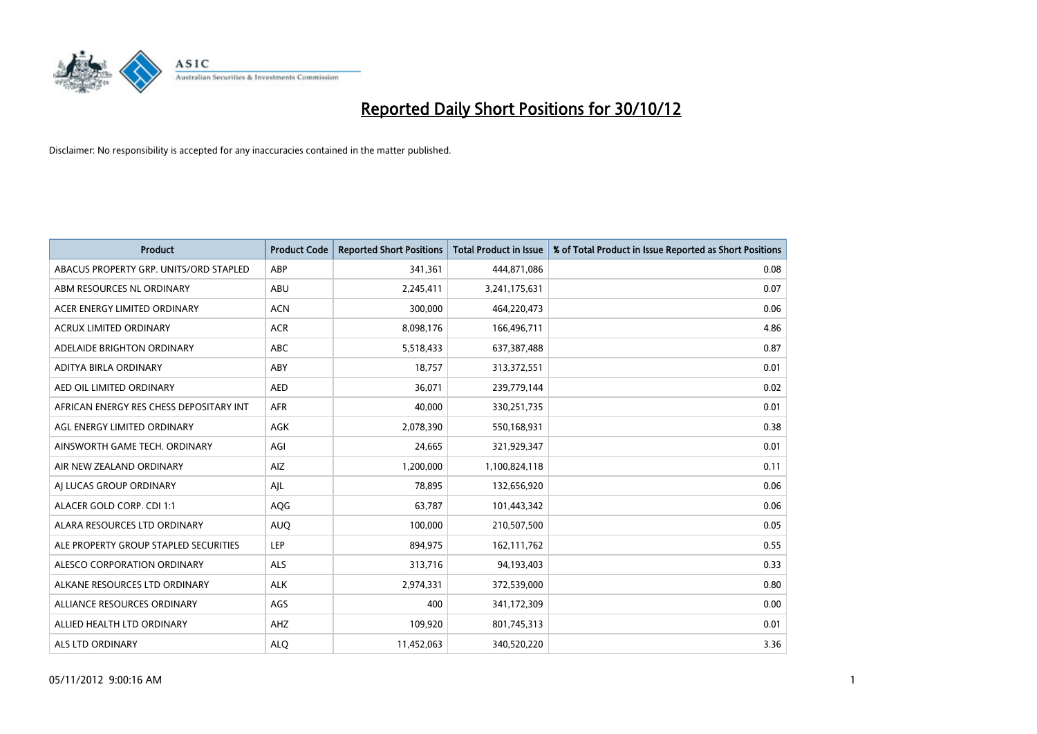# Reported Daily Short Positions for 30/10/12

Disclaimer: No responsibility is accepted for any inaccuracies contained in the matter published.

| Product | Product Code | Reported Short Positions | Total Product in Issue | % of Total Product in Issue Reported as Short Positions |
|---|---|---|---|---|
| ABACUS PROPERTY GRP. UNITS/ORD STAPLED | ABP | 341,361 | 444,871,086 | 0.08 |
| ABM RESOURCES NL ORDINARY | ABU | 2,245,411 | 3,241,175,631 | 0.07 |
| ACER ENERGY LIMITED ORDINARY | ACN | 300,000 | 464,220,473 | 0.06 |
| ACRUX LIMITED ORDINARY | ACR | 8,098,176 | 166,496,711 | 4.86 |
| ADELAIDE BRIGHTON ORDINARY | ABC | 5,518,433 | 637,387,488 | 0.87 |
| ADITYA BIRLA ORDINARY | ABY | 18,757 | 313,372,551 | 0.01 |
| AED OIL LIMITED ORDINARY | AED | 36,071 | 239,779,144 | 0.02 |
| AFRICAN ENERGY RES CHESS DEPOSITARY INT | AFR | 40,000 | 330,251,735 | 0.01 |
| AGL ENERGY LIMITED ORDINARY | AGK | 2,078,390 | 550,168,931 | 0.38 |
| AINSWORTH GAME TECH. ORDINARY | AGI | 24,665 | 321,929,347 | 0.01 |
| AIR NEW ZEALAND ORDINARY | AIZ | 1,200,000 | 1,100,824,118 | 0.11 |
| AJ LUCAS GROUP ORDINARY | AJL | 78,895 | 132,656,920 | 0.06 |
| ALACER GOLD CORP. CDI 1:1 | AQG | 63,787 | 101,443,342 | 0.06 |
| ALARA RESOURCES LTD ORDINARY | AUQ | 100,000 | 210,507,500 | 0.05 |
| ALE PROPERTY GROUP STAPLED SECURITIES | LEP | 894,975 | 162,111,762 | 0.55 |
| ALESCO CORPORATION ORDINARY | ALS | 313,716 | 94,193,403 | 0.33 |
| ALKANE RESOURCES LTD ORDINARY | ALK | 2,974,331 | 372,539,000 | 0.80 |
| ALLIANCE RESOURCES ORDINARY | AGS | 400 | 341,172,309 | 0.00 |
| ALLIED HEALTH LTD ORDINARY | AHZ | 109,920 | 801,745,313 | 0.01 |
| ALS LTD ORDINARY | ALQ | 11,452,063 | 340,520,220 | 3.36 |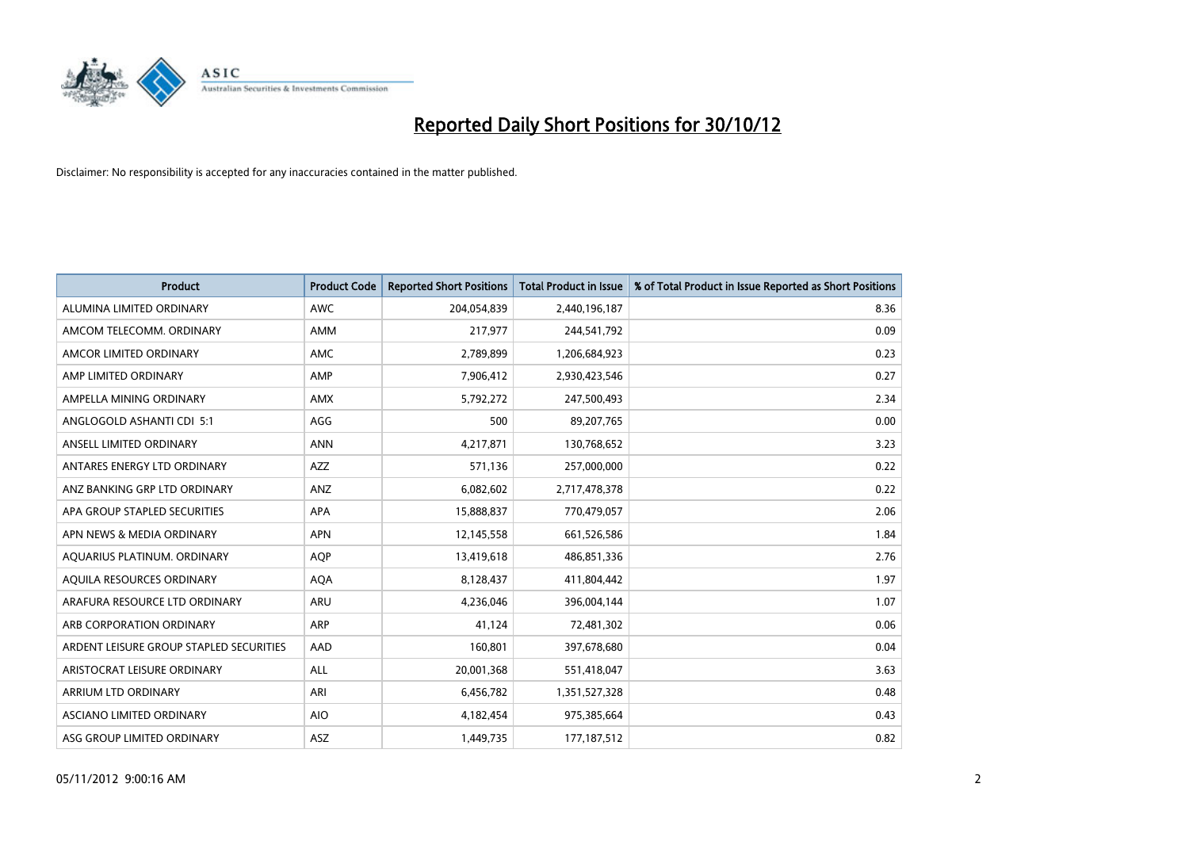# Reported Daily Short Positions for 30/10/12

Disclaimer: No responsibility is accepted for any inaccuracies contained in the matter published.

| Product | Product Code | Reported Short Positions | Total Product in Issue | % of Total Product in Issue Reported as Short Positions |
|---|---|---|---|---|
| ALUMINA LIMITED ORDINARY | AWC | 204,054,839 | 2,440,196,187 | 8.36 |
| AMCOM TELECOMM. ORDINARY | AMM | 217,977 | 244,541,792 | 0.09 |
| AMCOR LIMITED ORDINARY | AMC | 2,789,899 | 1,206,684,923 | 0.23 |
| AMP LIMITED ORDINARY | AMP | 7,906,412 | 2,930,423,546 | 0.27 |
| AMPELLA MINING ORDINARY | AMX | 5,792,272 | 247,500,493 | 2.34 |
| ANGLOGOLD ASHANTI CDI 5:1 | AGG | 500 | 89,207,765 | 0.00 |
| ANSELL LIMITED ORDINARY | ANN | 4,217,871 | 130,768,652 | 3.23 |
| ANTARES ENERGY LTD ORDINARY | AZZ | 571,136 | 257,000,000 | 0.22 |
| ANZ BANKING GRP LTD ORDINARY | ANZ | 6,082,602 | 2,717,478,378 | 0.22 |
| APA GROUP STAPLED SECURITIES | APA | 15,888,837 | 770,479,057 | 2.06 |
| APN NEWS & MEDIA ORDINARY | APN | 12,145,558 | 661,526,586 | 1.84 |
| AQUARIUS PLATINUM. ORDINARY | AQP | 13,419,618 | 486,851,336 | 2.76 |
| AQUILA RESOURCES ORDINARY | AQA | 8,128,437 | 411,804,442 | 1.97 |
| ARAFURA RESOURCE LTD ORDINARY | ARU | 4,236,046 | 396,004,144 | 1.07 |
| ARB CORPORATION ORDINARY | ARP | 41,124 | 72,481,302 | 0.06 |
| ARDENT LEISURE GROUP STAPLED SECURITIES | AAD | 160,801 | 397,678,680 | 0.04 |
| ARISTOCRAT LEISURE ORDINARY | ALL | 20,001,368 | 551,418,047 | 3.63 |
| ARRIUM LTD ORDINARY | ARI | 6,456,782 | 1,351,527,328 | 0.48 |
| ASCIANO LIMITED ORDINARY | AIO | 4,182,454 | 975,385,664 | 0.43 |
| ASG GROUP LIMITED ORDINARY | ASZ | 1,449,735 | 177,187,512 | 0.82 |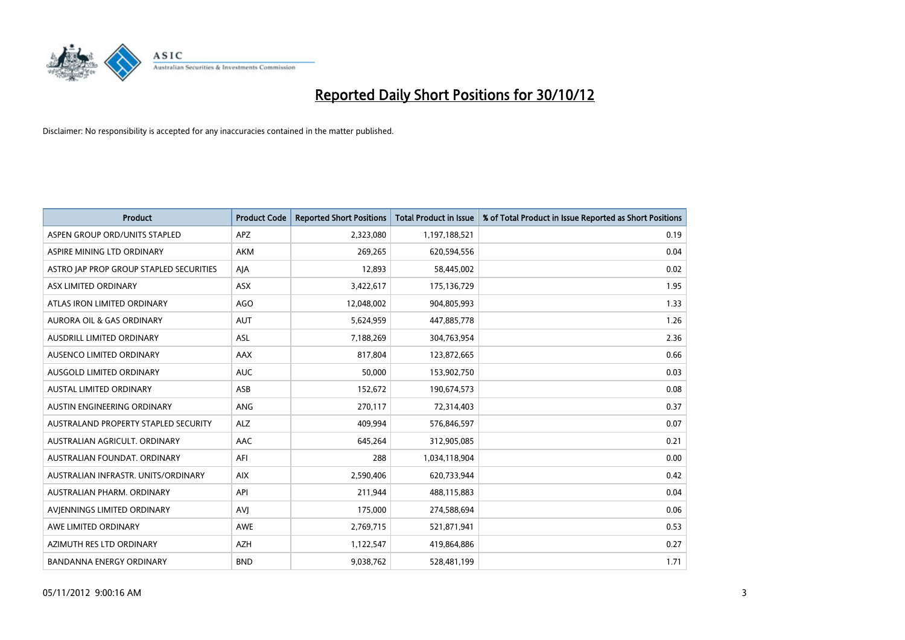# Reported Daily Short Positions for 30/10/12

Disclaimer: No responsibility is accepted for any inaccuracies contained in the matter published.

| Product | Product Code | Reported Short Positions | Total Product in Issue | % of Total Product in Issue Reported as Short Positions |
|---|---|---|---|---|
| ASPEN GROUP ORD/UNITS STAPLED | APZ | 2,323,080 | 1,197,188,521 | 0.19 |
| ASPIRE MINING LTD ORDINARY | AKM | 269,265 | 620,594,556 | 0.04 |
| ASTRO JAP PROP GROUP STAPLED SECURITIES | AJA | 12,893 | 58,445,002 | 0.02 |
| ASX LIMITED ORDINARY | ASX | 3,422,617 | 175,136,729 | 1.95 |
| ATLAS IRON LIMITED ORDINARY | AGO | 12,048,002 | 904,805,993 | 1.33 |
| AURORA OIL & GAS ORDINARY | AUT | 5,624,959 | 447,885,778 | 1.26 |
| AUSDRILL LIMITED ORDINARY | ASL | 7,188,269 | 304,763,954 | 2.36 |
| AUSENCO LIMITED ORDINARY | AAX | 817,804 | 123,872,665 | 0.66 |
| AUSGOLD LIMITED ORDINARY | AUC | 50,000 | 153,902,750 | 0.03 |
| AUSTAL LIMITED ORDINARY | ASB | 152,672 | 190,674,573 | 0.08 |
| AUSTIN ENGINEERING ORDINARY | ANG | 270,117 | 72,314,403 | 0.37 |
| AUSTRALAND PROPERTY STAPLED SECURITY | ALZ | 409,994 | 576,846,597 | 0.07 |
| AUSTRALIAN AGRICULT. ORDINARY | AAC | 645,264 | 312,905,085 | 0.21 |
| AUSTRALIAN FOUNDAT. ORDINARY | AFI | 288 | 1,034,118,904 | 0.00 |
| AUSTRALIAN INFRASTR. UNITS/ORDINARY | AIX | 2,590,406 | 620,733,944 | 0.42 |
| AUSTRALIAN PHARM. ORDINARY | API | 211,944 | 488,115,883 | 0.04 |
| AVJENNINGS LIMITED ORDINARY | AVJ | 175,000 | 274,588,694 | 0.06 |
| AWE LIMITED ORDINARY | AWE | 2,769,715 | 521,871,941 | 0.53 |
| AZIMUTH RES LTD ORDINARY | AZH | 1,122,547 | 419,864,886 | 0.27 |
| BANDANNA ENERGY ORDINARY | BND | 9,038,762 | 528,481,199 | 1.71 |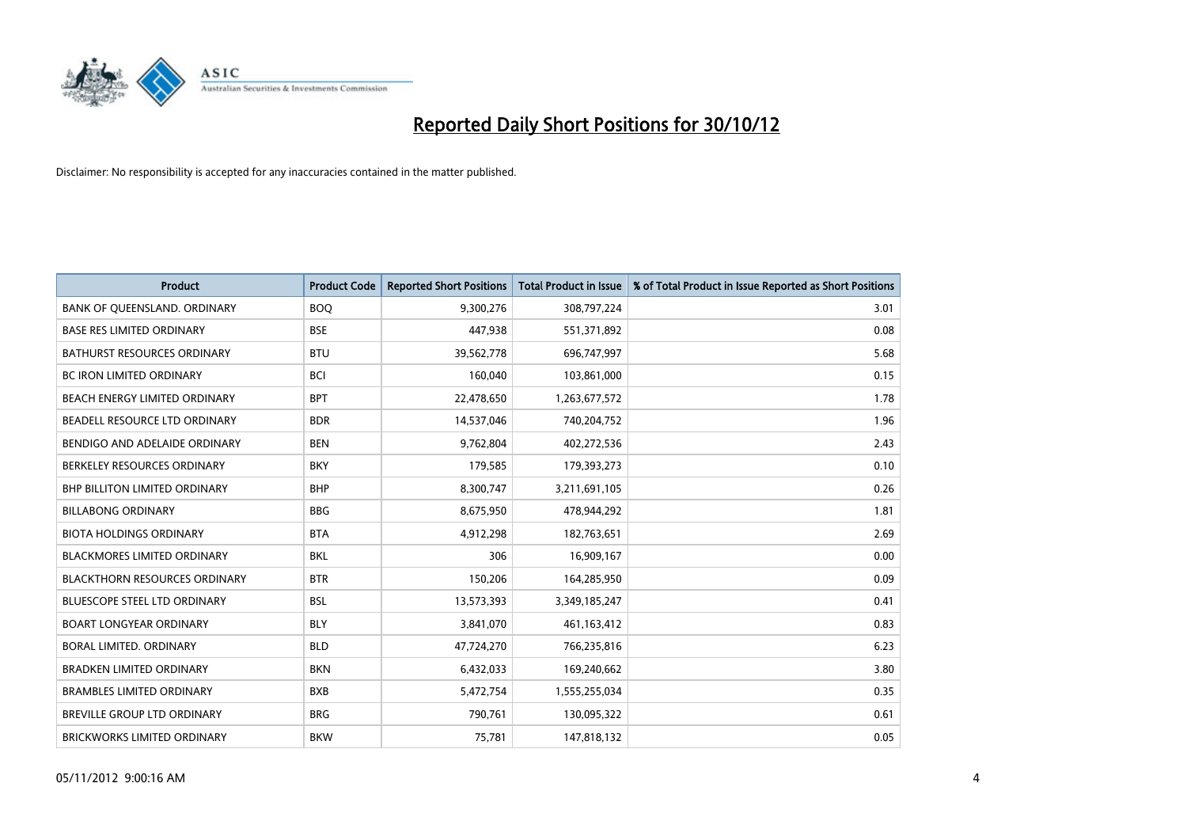# Reported Daily Short Positions for 30/10/12

Disclaimer: No responsibility is accepted for any inaccuracies contained in the matter published.

| Product | Product Code | Reported Short Positions | Total Product in Issue | % of Total Product in Issue Reported as Short Positions |
|---|---|---|---|---|
| BANK OF QUEENSLAND. ORDINARY | BOQ | 9,300,276 | 308,797,224 | 3.01 |
| BASE RES LIMITED ORDINARY | BSE | 447,938 | 551,371,892 | 0.08 |
| BATHURST RESOURCES ORDINARY | BTU | 39,562,778 | 696,747,997 | 5.68 |
| BC IRON LIMITED ORDINARY | BCI | 160,040 | 103,861,000 | 0.15 |
| BEACH ENERGY LIMITED ORDINARY | BPT | 22,478,650 | 1,263,677,572 | 1.78 |
| BEADELL RESOURCE LTD ORDINARY | BDR | 14,537,046 | 740,204,752 | 1.96 |
| BENDIGO AND ADELAIDE ORDINARY | BEN | 9,762,804 | 402,272,536 | 2.43 |
| BERKELEY RESOURCES ORDINARY | BKY | 179,585 | 179,393,273 | 0.10 |
| BHP BILLITON LIMITED ORDINARY | BHP | 8,300,747 | 3,211,691,105 | 0.26 |
| BILLABONG ORDINARY | BBG | 8,675,950 | 478,944,292 | 1.81 |
| BIOTA HOLDINGS ORDINARY | BTA | 4,912,298 | 182,763,651 | 2.69 |
| BLACKMORES LIMITED ORDINARY | BKL | 306 | 16,909,167 | 0.00 |
| BLACKTHORN RESOURCES ORDINARY | BTR | 150,206 | 164,285,950 | 0.09 |
| BLUESCOPE STEEL LTD ORDINARY | BSL | 13,573,393 | 3,349,185,247 | 0.41 |
| BOART LONGYEAR ORDINARY | BLY | 3,841,070 | 461,163,412 | 0.83 |
| BORAL LIMITED. ORDINARY | BLD | 47,724,270 | 766,235,816 | 6.23 |
| BRADKEN LIMITED ORDINARY | BKN | 6,432,033 | 169,240,662 | 3.80 |
| BRAMBLES LIMITED ORDINARY | BXB | 5,472,754 | 1,555,255,034 | 0.35 |
| BREVILLE GROUP LTD ORDINARY | BRG | 790,761 | 130,095,322 | 0.61 |
| BRICKWORKS LIMITED ORDINARY | BKW | 75,781 | 147,818,132 | 0.05 |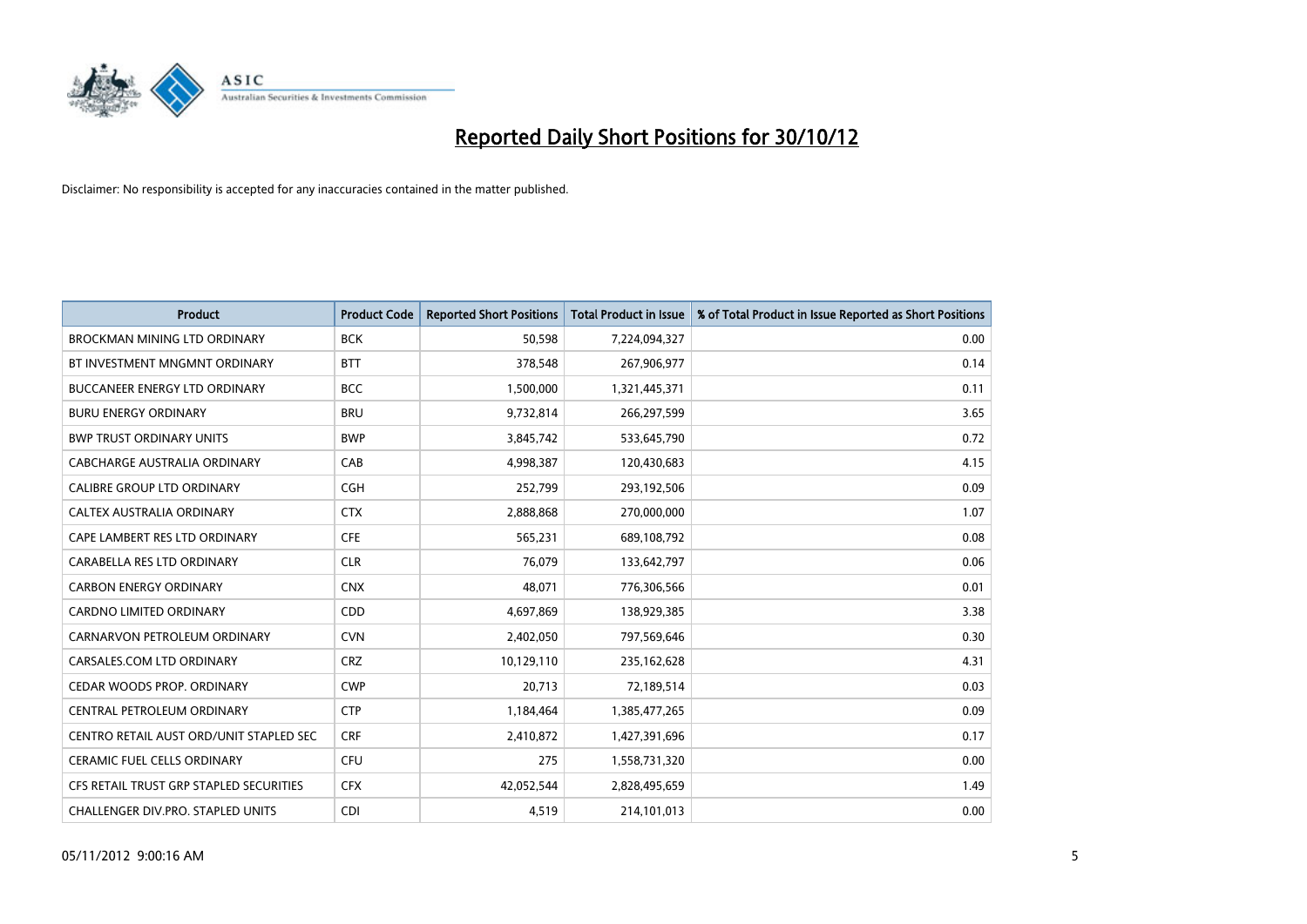# Reported Daily Short Positions for 30/10/12

Disclaimer: No responsibility is accepted for any inaccuracies contained in the matter published.

| Product | Product Code | Reported Short Positions | Total Product in Issue | % of Total Product in Issue Reported as Short Positions |
|---|---|---|---|---|
| BROCKMAN MINING LTD ORDINARY | BCK | 50,598 | 7,224,094,327 | 0.00 |
| BT INVESTMENT MNGMNT ORDINARY | BTT | 378,548 | 267,906,977 | 0.14 |
| BUCCANEER ENERGY LTD ORDINARY | BCC | 1,500,000 | 1,321,445,371 | 0.11 |
| BURU ENERGY ORDINARY | BRU | 9,732,814 | 266,297,599 | 3.65 |
| BWP TRUST ORDINARY UNITS | BWP | 3,845,742 | 533,645,790 | 0.72 |
| CABCHARGE AUSTRALIA ORDINARY | CAB | 4,998,387 | 120,430,683 | 4.15 |
| CALIBRE GROUP LTD ORDINARY | CGH | 252,799 | 293,192,506 | 0.09 |
| CALTEX AUSTRALIA ORDINARY | CTX | 2,888,868 | 270,000,000 | 1.07 |
| CAPE LAMBERT RES LTD ORDINARY | CFE | 565,231 | 689,108,792 | 0.08 |
| CARABELLA RES LTD ORDINARY | CLR | 76,079 | 133,642,797 | 0.06 |
| CARBON ENERGY ORDINARY | CNX | 48,071 | 776,306,566 | 0.01 |
| CARDNO LIMITED ORDINARY | CDD | 4,697,869 | 138,929,385 | 3.38 |
| CARNARVON PETROLEUM ORDINARY | CVN | 2,402,050 | 797,569,646 | 0.30 |
| CARSALES.COM LTD ORDINARY | CRZ | 10,129,110 | 235,162,628 | 4.31 |
| CEDAR WOODS PROP. ORDINARY | CWP | 20,713 | 72,189,514 | 0.03 |
| CENTRAL PETROLEUM ORDINARY | CTP | 1,184,464 | 1,385,477,265 | 0.09 |
| CENTRO RETAIL AUST ORD/UNIT STAPLED SEC | CRF | 2,410,872 | 1,427,391,696 | 0.17 |
| CERAMIC FUEL CELLS ORDINARY | CFU | 275 | 1,558,731,320 | 0.00 |
| CFS RETAIL TRUST GRP STAPLED SECURITIES | CFX | 42,052,544 | 2,828,495,659 | 1.49 |
| CHALLENGER DIV.PRO. STAPLED UNITS | CDI | 4,519 | 214,101,013 | 0.00 |

05/11/2012 9:00:16 AM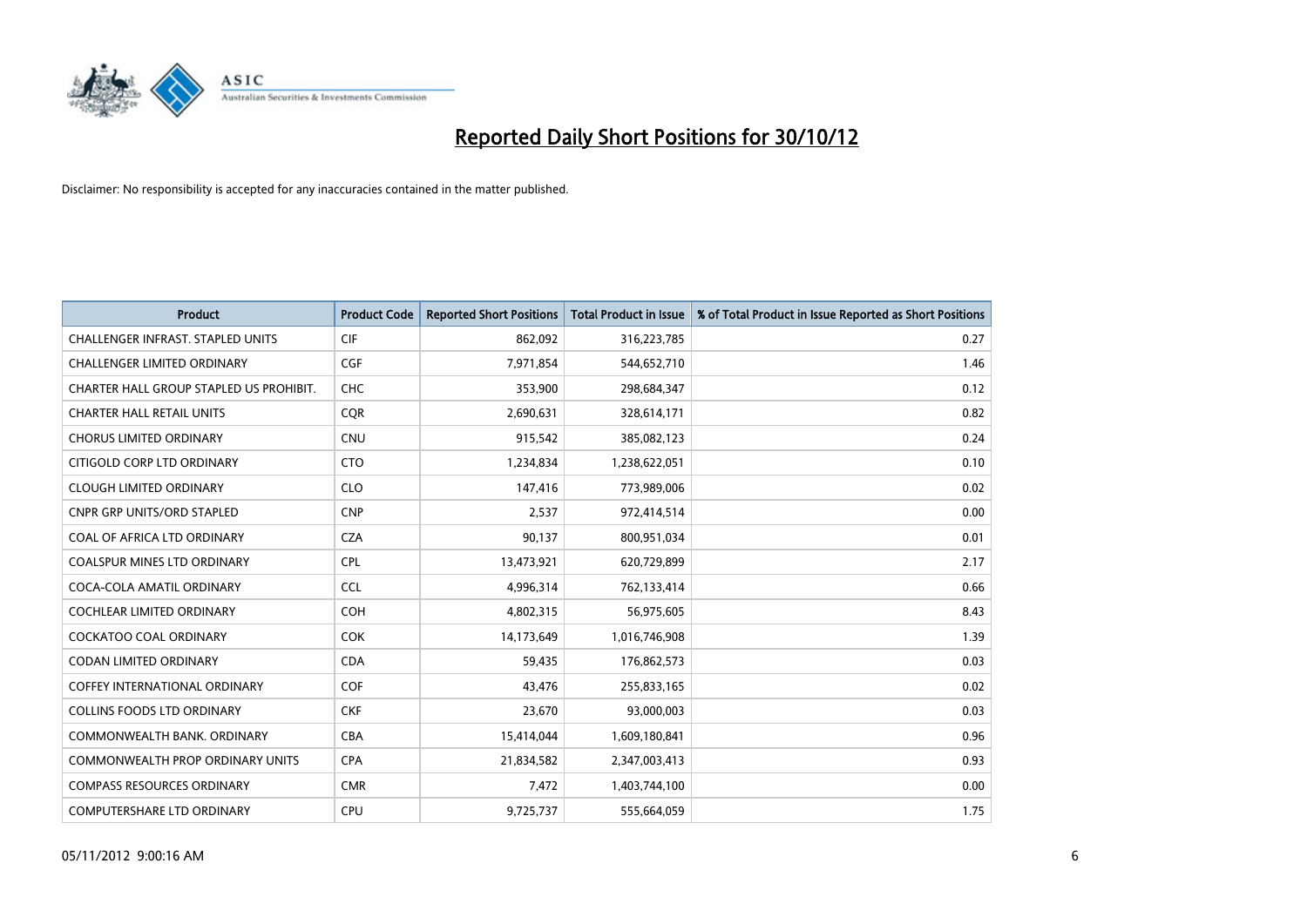# Reported Daily Short Positions for 30/10/12

Disclaimer: No responsibility is accepted for any inaccuracies contained in the matter published.

| Product | Product Code | Reported Short Positions | Total Product in Issue | % of Total Product in Issue Reported as Short Positions |
|---|---|---|---|---|
| CHALLENGER INFRAST. STAPLED UNITS | CIF | 862,092 | 316,223,785 | 0.27 |
| CHALLENGER LIMITED ORDINARY | CGF | 7,971,854 | 544,652,710 | 1.46 |
| CHARTER HALL GROUP STAPLED US PROHIBIT. | CHC | 353,900 | 298,684,347 | 0.12 |
| CHARTER HALL RETAIL UNITS | CQR | 2,690,631 | 328,614,171 | 0.82 |
| CHORUS LIMITED ORDINARY | CNU | 915,542 | 385,082,123 | 0.24 |
| CITIGOLD CORP LTD ORDINARY | CTO | 1,234,834 | 1,238,622,051 | 0.10 |
| CLOUGH LIMITED ORDINARY | CLO | 147,416 | 773,989,006 | 0.02 |
| CNPR GRP UNITS/ORD STAPLED | CNP | 2,537 | 972,414,514 | 0.00 |
| COAL OF AFRICA LTD ORDINARY | CZA | 90,137 | 800,951,034 | 0.01 |
| COALSPUR MINES LTD ORDINARY | CPL | 13,473,921 | 620,729,899 | 2.17 |
| COCA-COLA AMATIL ORDINARY | CCL | 4,996,314 | 762,133,414 | 0.66 |
| COCHLEAR LIMITED ORDINARY | COH | 4,802,315 | 56,975,605 | 8.43 |
| COCKATOO COAL ORDINARY | COK | 14,173,649 | 1,016,746,908 | 1.39 |
| CODAN LIMITED ORDINARY | CDA | 59,435 | 176,862,573 | 0.03 |
| COFFEY INTERNATIONAL ORDINARY | COF | 43,476 | 255,833,165 | 0.02 |
| COLLINS FOODS LTD ORDINARY | CKF | 23,670 | 93,000,003 | 0.03 |
| COMMONWEALTH BANK. ORDINARY | CBA | 15,414,044 | 1,609,180,841 | 0.96 |
| COMMONWEALTH PROP ORDINARY UNITS | CPA | 21,834,582 | 2,347,003,413 | 0.93 |
| COMPASS RESOURCES ORDINARY | CMR | 7,472 | 1,403,744,100 | 0.00 |
| COMPUTERSHARE LTD ORDINARY | CPU | 9,725,737 | 555,664,059 | 1.75 |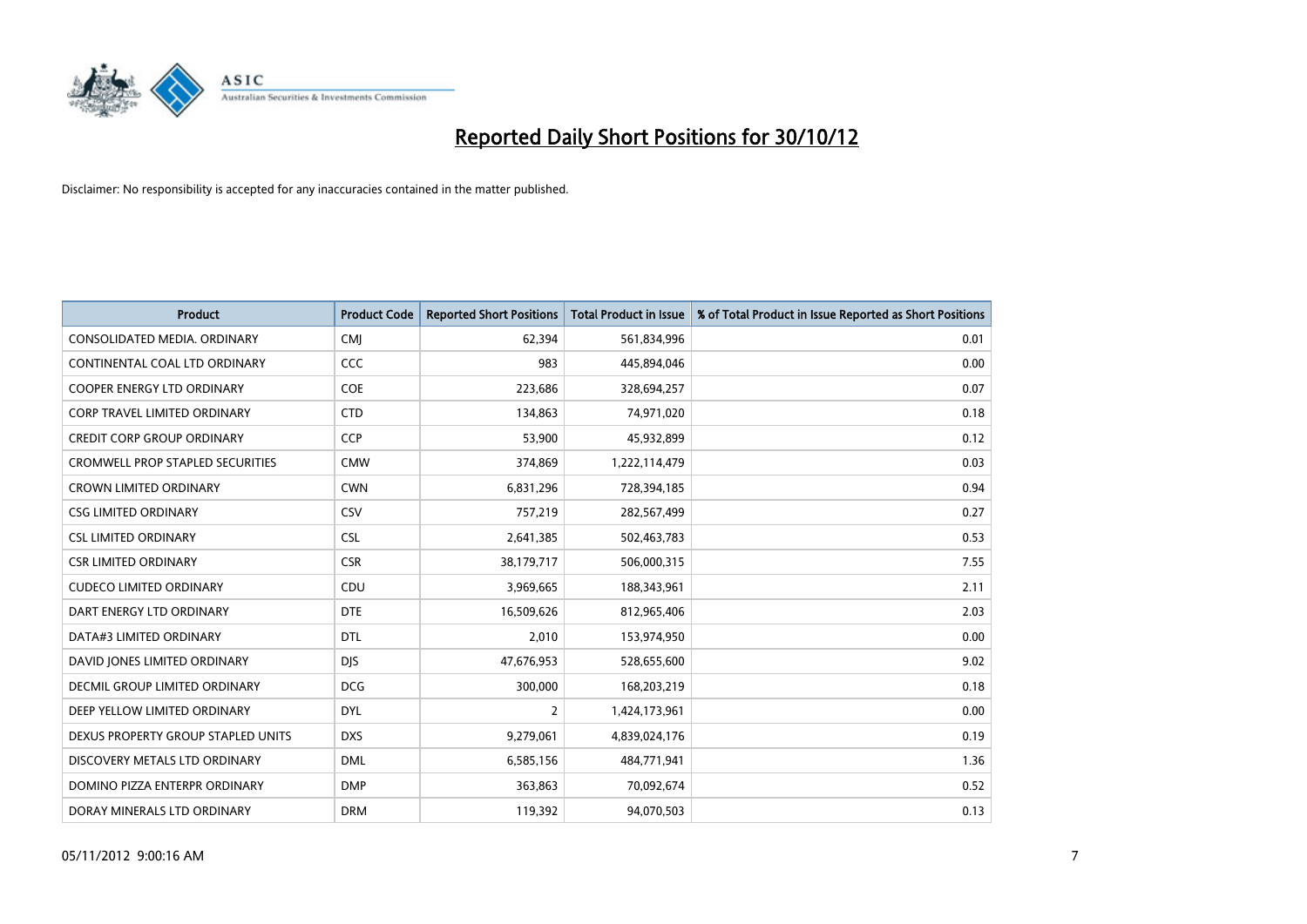# Reported Daily Short Positions for 30/10/12

Disclaimer: No responsibility is accepted for any inaccuracies contained in the matter published.

| Product | Product Code | Reported Short Positions | Total Product in Issue | % of Total Product in Issue Reported as Short Positions |
|---|---|---|---|---|
| CONSOLIDATED MEDIA. ORDINARY | CMJ | 62,394 | 561,834,996 | 0.01 |
| CONTINENTAL COAL LTD ORDINARY | CCC | 983 | 445,894,046 | 0.00 |
| COOPER ENERGY LTD ORDINARY | COE | 223,686 | 328,694,257 | 0.07 |
| CORP TRAVEL LIMITED ORDINARY | CTD | 134,863 | 74,971,020 | 0.18 |
| CREDIT CORP GROUP ORDINARY | CCP | 53,900 | 45,932,899 | 0.12 |
| CROMWELL PROP STAPLED SECURITIES | CMW | 374,869 | 1,222,114,479 | 0.03 |
| CROWN LIMITED ORDINARY | CWN | 6,831,296 | 728,394,185 | 0.94 |
| CSG LIMITED ORDINARY | CSV | 757,219 | 282,567,499 | 0.27 |
| CSL LIMITED ORDINARY | CSL | 2,641,385 | 502,463,783 | 0.53 |
| CSR LIMITED ORDINARY | CSR | 38,179,717 | 506,000,315 | 7.55 |
| CUDECO LIMITED ORDINARY | CDU | 3,969,665 | 188,343,961 | 2.11 |
| DART ENERGY LTD ORDINARY | DTE | 16,509,626 | 812,965,406 | 2.03 |
| DATA#3 LIMITED ORDINARY | DTL | 2,010 | 153,974,950 | 0.00 |
| DAVID JONES LIMITED ORDINARY | DJS | 47,676,953 | 528,655,600 | 9.02 |
| DECMIL GROUP LIMITED ORDINARY | DCG | 300,000 | 168,203,219 | 0.18 |
| DEEP YELLOW LIMITED ORDINARY | DYL | 2 | 1,424,173,961 | 0.00 |
| DEXUS PROPERTY GROUP STAPLED UNITS | DXS | 9,279,061 | 4,839,024,176 | 0.19 |
| DISCOVERY METALS LTD ORDINARY | DML | 6,585,156 | 484,771,941 | 1.36 |
| DOMINO PIZZA ENTERPR ORDINARY | DMP | 363,863 | 70,092,674 | 0.52 |
| DORAY MINERALS LTD ORDINARY | DRM | 119,392 | 94,070,503 | 0.13 |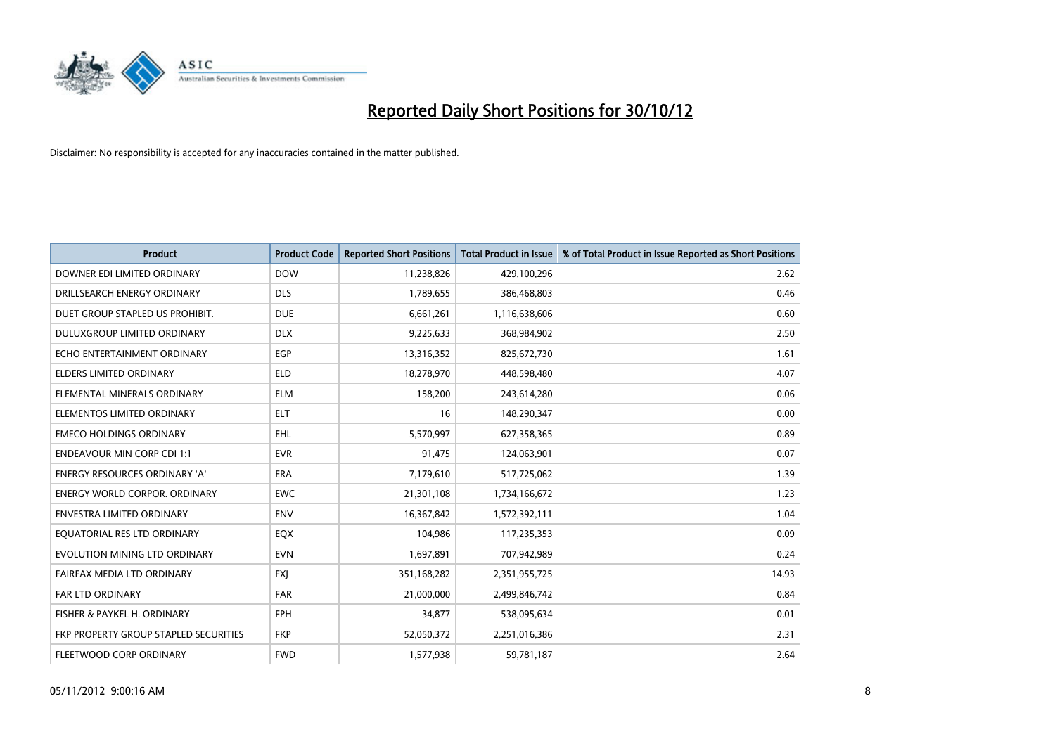# Reported Daily Short Positions for 30/10/12

Disclaimer: No responsibility is accepted for any inaccuracies contained in the matter published.

| Product | Product Code | Reported Short Positions | Total Product in Issue | % of Total Product in Issue Reported as Short Positions |
| --- | --- | --- | --- | --- |
| DOWNER EDI LIMITED ORDINARY | DOW | 11,238,826 | 429,100,296 | 2.62 |
| DRILLSEARCH ENERGY ORDINARY | DLS | 1,789,655 | 386,468,803 | 0.46 |
| DUET GROUP STAPLED US PROHIBIT. | DUE | 6,661,261 | 1,116,638,606 | 0.60 |
| DULUXGROUP LIMITED ORDINARY | DLX | 9,225,633 | 368,984,902 | 2.50 |
| ECHO ENTERTAINMENT ORDINARY | EGP | 13,316,352 | 825,672,730 | 1.61 |
| ELDERS LIMITED ORDINARY | ELD | 18,278,970 | 448,598,480 | 4.07 |
| ELEMENTAL MINERALS ORDINARY | ELM | 158,200 | 243,614,280 | 0.06 |
| ELEMENTOS LIMITED ORDINARY | ELT | 16 | 148,290,347 | 0.00 |
| EMECO HOLDINGS ORDINARY | EHL | 5,570,997 | 627,358,365 | 0.89 |
| ENDEAVOUR MIN CORP CDI 1:1 | EVR | 91,475 | 124,063,901 | 0.07 |
| ENERGY RESOURCES ORDINARY 'A' | ERA | 7,179,610 | 517,725,062 | 1.39 |
| ENERGY WORLD CORPOR. ORDINARY | EWC | 21,301,108 | 1,734,166,672 | 1.23 |
| ENVESTRA LIMITED ORDINARY | ENV | 16,367,842 | 1,572,392,111 | 1.04 |
| EQUATORIAL RES LTD ORDINARY | EQX | 104,986 | 117,235,353 | 0.09 |
| EVOLUTION MINING LTD ORDINARY | EVN | 1,697,891 | 707,942,989 | 0.24 |
| FAIRFAX MEDIA LTD ORDINARY | FXJ | 351,168,282 | 2,351,955,725 | 14.93 |
| FAR LTD ORDINARY | FAR | 21,000,000 | 2,499,846,742 | 0.84 |
| FISHER & PAYKEL H. ORDINARY | FPH | 34,877 | 538,095,634 | 0.01 |
| FKP PROPERTY GROUP STAPLED SECURITIES | FKP | 52,050,372 | 2,251,016,386 | 2.31 |
| FLEETWOOD CORP ORDINARY | FWD | 1,577,938 | 59,781,187 | 2.64 |

05/11/2012 9:00:16 AM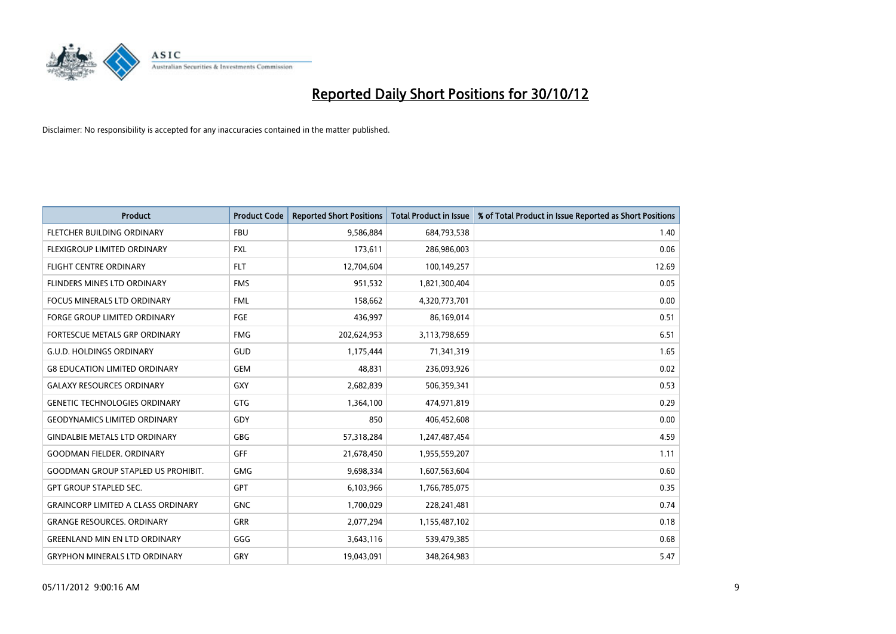# Reported Daily Short Positions for 30/10/12

Disclaimer: No responsibility is accepted for any inaccuracies contained in the matter published.

| Product | Product Code | Reported Short Positions | Total Product in Issue | % of Total Product in Issue Reported as Short Positions |
| --- | --- | --- | --- | --- |
| FLETCHER BUILDING ORDINARY | FBU | 9,586,884 | 684,793,538 | 1.40 |
| FLEXIGROUP LIMITED ORDINARY | FXL | 173,611 | 286,986,003 | 0.06 |
| FLIGHT CENTRE ORDINARY | FLT | 12,704,604 | 100,149,257 | 12.69 |
| FLINDERS MINES LTD ORDINARY | FMS | 951,532 | 1,821,300,404 | 0.05 |
| FOCUS MINERALS LTD ORDINARY | FML | 158,662 | 4,320,773,701 | 0.00 |
| FORGE GROUP LIMITED ORDINARY | FGE | 436,997 | 86,169,014 | 0.51 |
| FORTESCUE METALS GRP ORDINARY | FMG | 202,624,953 | 3,113,798,659 | 6.51 |
| G.U.D. HOLDINGS ORDINARY | GUD | 1,175,444 | 71,341,319 | 1.65 |
| G8 EDUCATION LIMITED ORDINARY | GEM | 48,831 | 236,093,926 | 0.02 |
| GALAXY RESOURCES ORDINARY | GXY | 2,682,839 | 506,359,341 | 0.53 |
| GENETIC TECHNOLOGIES ORDINARY | GTG | 1,364,100 | 474,971,819 | 0.29 |
| GEODYNAMICS LIMITED ORDINARY | GDY | 850 | 406,452,608 | 0.00 |
| GINDALBIE METALS LTD ORDINARY | GBG | 57,318,284 | 1,247,487,454 | 4.59 |
| GOODMAN FIELDER. ORDINARY | GFF | 21,678,450 | 1,955,559,207 | 1.11 |
| GOODMAN GROUP STAPLED US PROHIBIT. | GMG | 9,698,334 | 1,607,563,604 | 0.60 |
| GPT GROUP STAPLED SEC. | GPT | 6,103,966 | 1,766,785,075 | 0.35 |
| GRAINCORP LIMITED A CLASS ORDINARY | GNC | 1,700,029 | 228,241,481 | 0.74 |
| GRANGE RESOURCES. ORDINARY | GRR | 2,077,294 | 1,155,487,102 | 0.18 |
| GREENLAND MIN EN LTD ORDINARY | GGG | 3,643,116 | 539,479,385 | 0.68 |
| GRYPHON MINERALS LTD ORDINARY | GRY | 19,043,091 | 348,264,983 | 5.47 |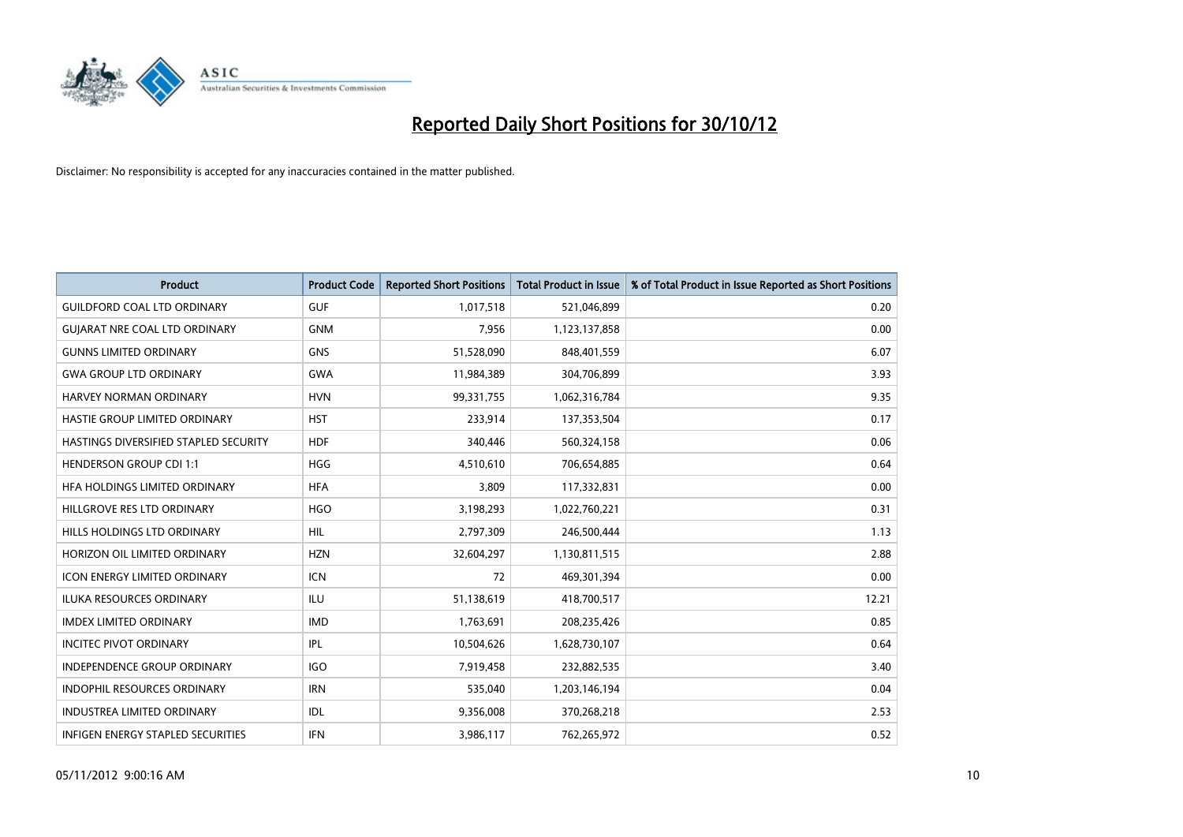# Reported Daily Short Positions for 30/10/12

Disclaimer: No responsibility is accepted for any inaccuracies contained in the matter published.

| Product | Product Code | Reported Short Positions | Total Product in Issue | % of Total Product in Issue Reported as Short Positions |
|---|---|---|---|---|
| GUILDFORD COAL LTD ORDINARY | GUF | 1,017,518 | 521,046,899 | 0.20 |
| GUJARAT NRE COAL LTD ORDINARY | GNM | 7,956 | 1,123,137,858 | 0.00 |
| GUNNS LIMITED ORDINARY | GNS | 51,528,090 | 848,401,559 | 6.07 |
| GWA GROUP LTD ORDINARY | GWA | 11,984,389 | 304,706,899 | 3.93 |
| HARVEY NORMAN ORDINARY | HVN | 99,331,755 | 1,062,316,784 | 9.35 |
| HASTIE GROUP LIMITED ORDINARY | HST | 233,914 | 137,353,504 | 0.17 |
| HASTINGS DIVERSIFIED STAPLED SECURITY | HDF | 340,446 | 560,324,158 | 0.06 |
| HENDERSON GROUP CDI 1:1 | HGG | 4,510,610 | 706,654,885 | 0.64 |
| HFA HOLDINGS LIMITED ORDINARY | HFA | 3,809 | 117,332,831 | 0.00 |
| HILLGROVE RES LTD ORDINARY | HGO | 3,198,293 | 1,022,760,221 | 0.31 |
| HILLS HOLDINGS LTD ORDINARY | HIL | 2,797,309 | 246,500,444 | 1.13 |
| HORIZON OIL LIMITED ORDINARY | HZN | 32,604,297 | 1,130,811,515 | 2.88 |
| ICON ENERGY LIMITED ORDINARY | ICN | 72 | 469,301,394 | 0.00 |
| ILUKA RESOURCES ORDINARY | ILU | 51,138,619 | 418,700,517 | 12.21 |
| IMDEX LIMITED ORDINARY | IMD | 1,763,691 | 208,235,426 | 0.85 |
| INCITEC PIVOT ORDINARY | IPL | 10,504,626 | 1,628,730,107 | 0.64 |
| INDEPENDENCE GROUP ORDINARY | IGO | 7,919,458 | 232,882,535 | 3.40 |
| INDOPHIL RESOURCES ORDINARY | IRN | 535,040 | 1,203,146,194 | 0.04 |
| INDUSTREA LIMITED ORDINARY | IDL | 9,356,008 | 370,268,218 | 2.53 |
| INFIGEN ENERGY STAPLED SECURITIES | IFN | 3,986,117 | 762,265,972 | 0.52 |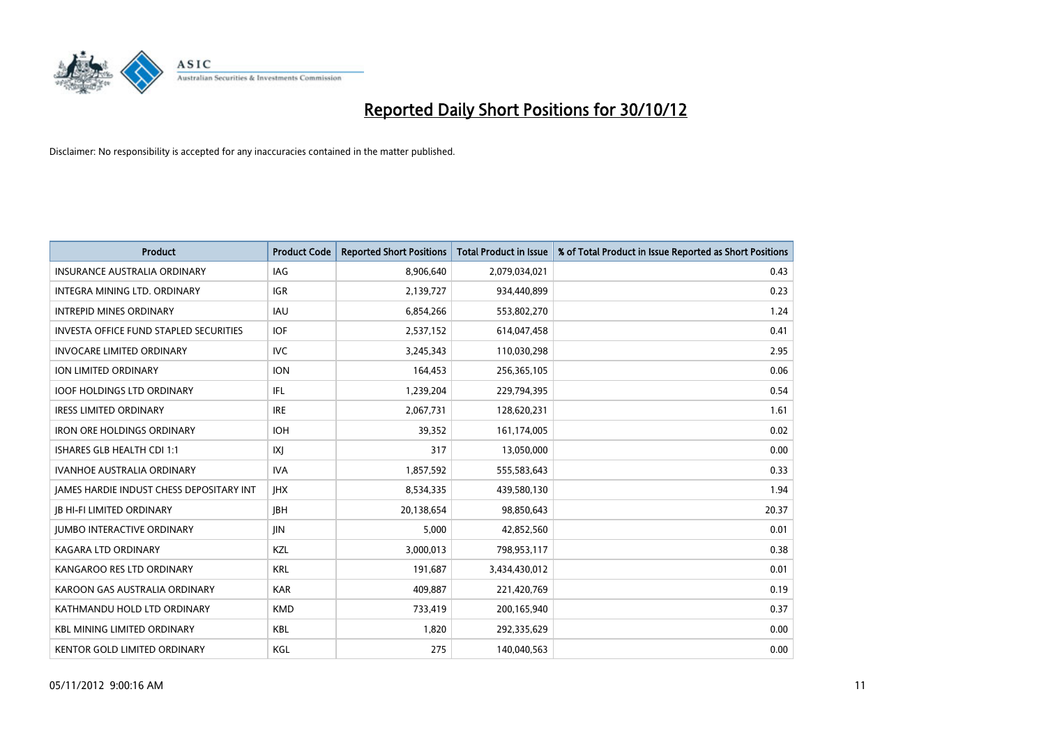# Reported Daily Short Positions for 30/10/12

Disclaimer: No responsibility is accepted for any inaccuracies contained in the matter published.

| Product | Product Code | Reported Short Positions | Total Product in Issue | % of Total Product in Issue Reported as Short Positions |
|---|---|---|---|---|
| INSURANCE AUSTRALIA ORDINARY | IAG | 8,906,640 | 2,079,034,021 | 0.43 |
| INTEGRA MINING LTD. ORDINARY | IGR | 2,139,727 | 934,440,899 | 0.23 |
| INTREPID MINES ORDINARY | IAU | 6,854,266 | 553,802,270 | 1.24 |
| INVESTA OFFICE FUND STAPLED SECURITIES | IOF | 2,537,152 | 614,047,458 | 0.41 |
| INVOCARE LIMITED ORDINARY | IVC | 3,245,343 | 110,030,298 | 2.95 |
| ION LIMITED ORDINARY | ION | 164,453 | 256,365,105 | 0.06 |
| IOOF HOLDINGS LTD ORDINARY | IFL | 1,239,204 | 229,794,395 | 0.54 |
| IRESS LIMITED ORDINARY | IRE | 2,067,731 | 128,620,231 | 1.61 |
| IRON ORE HOLDINGS ORDINARY | IOH | 39,352 | 161,174,005 | 0.02 |
| ISHARES GLB HEALTH CDI 1:1 | IXJ | 317 | 13,050,000 | 0.00 |
| IVANHOE AUSTRALIA ORDINARY | IVA | 1,857,592 | 555,583,643 | 0.33 |
| JAMES HARDIE INDUST CHESS DEPOSITARY INT | JHX | 8,534,335 | 439,580,130 | 1.94 |
| JB HI-FI LIMITED ORDINARY | JBH | 20,138,654 | 98,850,643 | 20.37 |
| JUMBO INTERACTIVE ORDINARY | JIN | 5,000 | 42,852,560 | 0.01 |
| KAGARA LTD ORDINARY | KZL | 3,000,013 | 798,953,117 | 0.38 |
| KANGAROO RES LTD ORDINARY | KRL | 191,687 | 3,434,430,012 | 0.01 |
| KAROON GAS AUSTRALIA ORDINARY | KAR | 409,887 | 221,420,769 | 0.19 |
| KATHMANDU HOLD LTD ORDINARY | KMD | 733,419 | 200,165,940 | 0.37 |
| KBL MINING LIMITED ORDINARY | KBL | 1,820 | 292,335,629 | 0.00 |
| KENTOR GOLD LIMITED ORDINARY | KGL | 275 | 140,040,563 | 0.00 |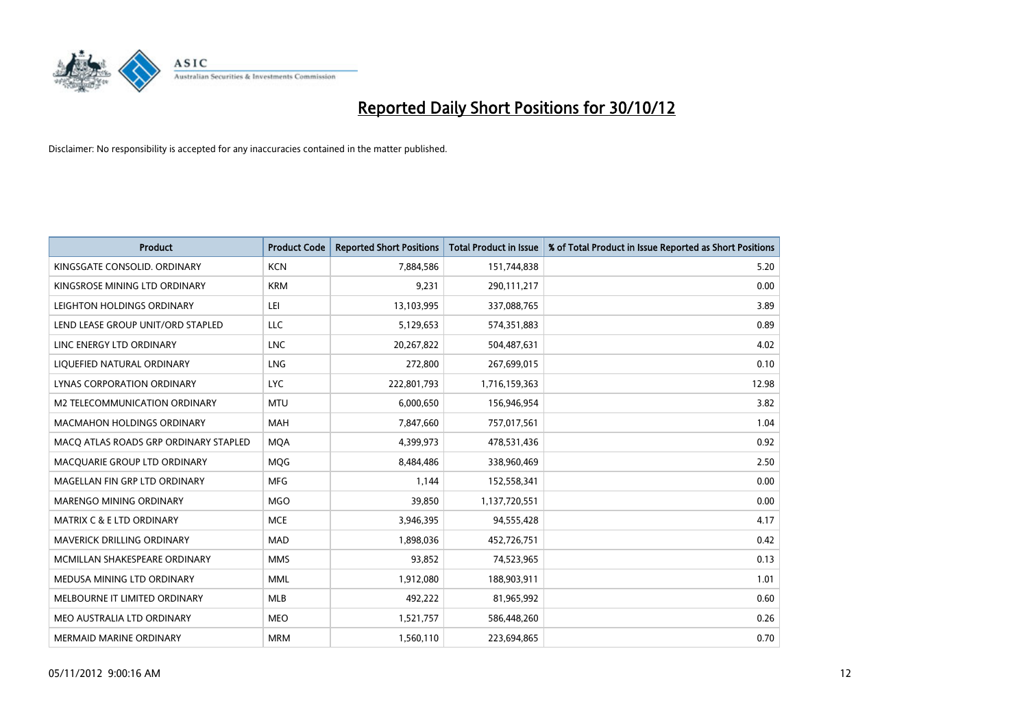# Reported Daily Short Positions for 30/10/12

Disclaimer: No responsibility is accepted for any inaccuracies contained in the matter published.

| Product | Product Code | Reported Short Positions | Total Product in Issue | % of Total Product in Issue Reported as Short Positions |
|---|---|---|---|---|
| KINGSGATE CONSOLID. ORDINARY | KCN | 7,884,586 | 151,744,838 | 5.20 |
| KINGSROSE MINING LTD ORDINARY | KRM | 9,231 | 290,111,217 | 0.00 |
| LEIGHTON HOLDINGS ORDINARY | LEI | 13,103,995 | 337,088,765 | 3.89 |
| LEND LEASE GROUP UNIT/ORD STAPLED | LLC | 5,129,653 | 574,351,883 | 0.89 |
| LINC ENERGY LTD ORDINARY | LNC | 20,267,822 | 504,487,631 | 4.02 |
| LIQUEFIED NATURAL ORDINARY | LNG | 272,800 | 267,699,015 | 0.10 |
| LYNAS CORPORATION ORDINARY | LYC | 222,801,793 | 1,716,159,363 | 12.98 |
| M2 TELECOMMUNICATION ORDINARY | MTU | 6,000,650 | 156,946,954 | 3.82 |
| MACMAHON HOLDINGS ORDINARY | MAH | 7,847,660 | 757,017,561 | 1.04 |
| MACQ ATLAS ROADS GRP ORDINARY STAPLED | MQA | 4,399,973 | 478,531,436 | 0.92 |
| MACQUARIE GROUP LTD ORDINARY | MQG | 8,484,486 | 338,960,469 | 2.50 |
| MAGELLAN FIN GRP LTD ORDINARY | MFG | 1,144 | 152,558,341 | 0.00 |
| MARENGO MINING ORDINARY | MGO | 39,850 | 1,137,720,551 | 0.00 |
| MATRIX C & E LTD ORDINARY | MCE | 3,946,395 | 94,555,428 | 4.17 |
| MAVERICK DRILLING ORDINARY | MAD | 1,898,036 | 452,726,751 | 0.42 |
| MCMILLAN SHAKESPEARE ORDINARY | MMS | 93,852 | 74,523,965 | 0.13 |
| MEDUSA MINING LTD ORDINARY | MML | 1,912,080 | 188,903,911 | 1.01 |
| MELBOURNE IT LIMITED ORDINARY | MLB | 492,222 | 81,965,992 | 0.60 |
| MEO AUSTRALIA LTD ORDINARY | MEO | 1,521,757 | 586,448,260 | 0.26 |
| MERMAID MARINE ORDINARY | MRM | 1,560,110 | 223,694,865 | 0.70 |

05/11/2012 9:00:16 AM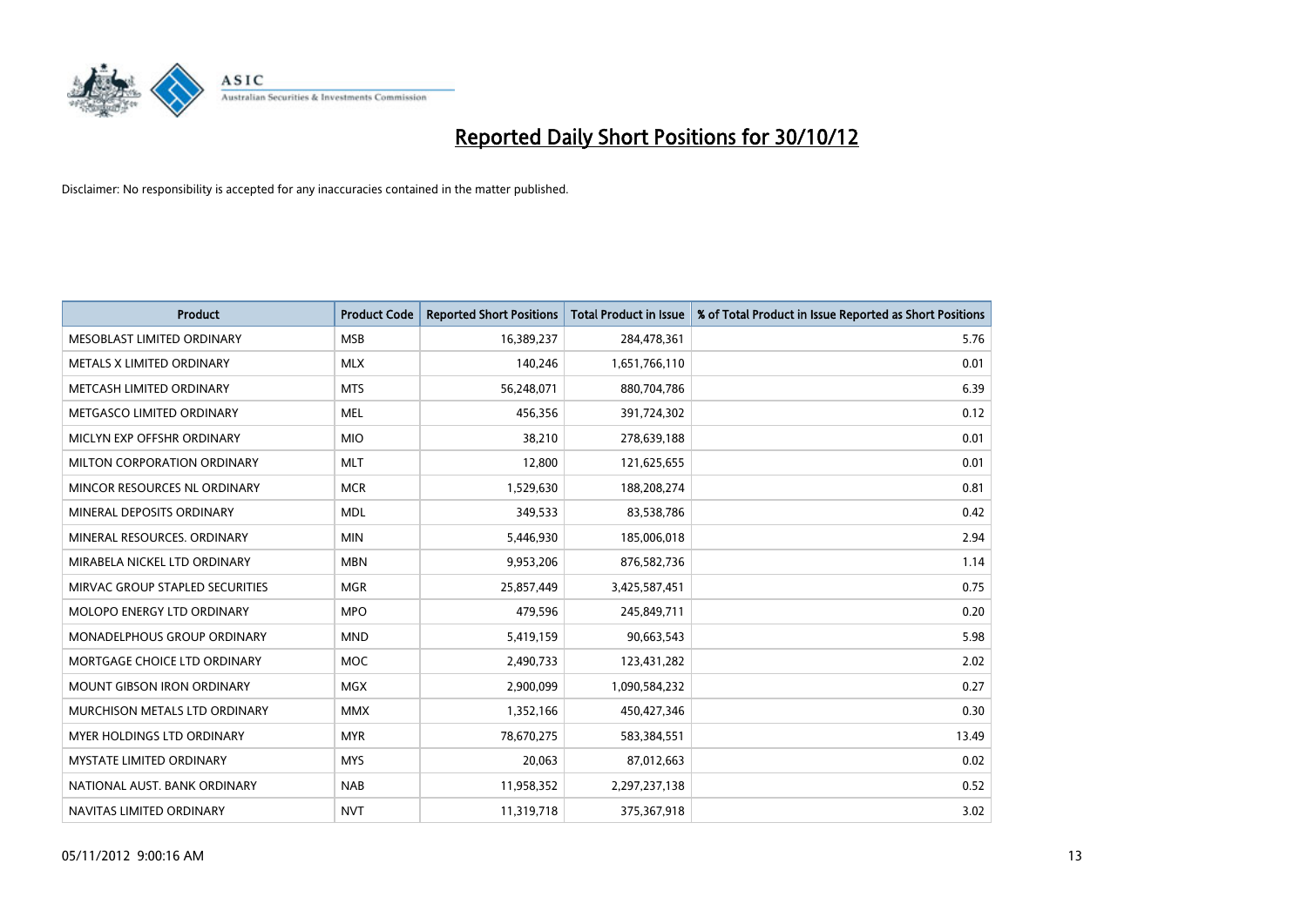# Reported Daily Short Positions for 30/10/12

Disclaimer: No responsibility is accepted for any inaccuracies contained in the matter published.

| Product | Product Code | Reported Short Positions | Total Product in Issue | % of Total Product in Issue Reported as Short Positions |
|---|---|---|---|---|
| MESOBLAST LIMITED ORDINARY | MSB | 16,389,237 | 284,478,361 | 5.76 |
| METALS X LIMITED ORDINARY | MLX | 140,246 | 1,651,766,110 | 0.01 |
| METCASH LIMITED ORDINARY | MTS | 56,248,071 | 880,704,786 | 6.39 |
| METGASCO LIMITED ORDINARY | MEL | 456,356 | 391,724,302 | 0.12 |
| MICLYN EXP OFFSHR ORDINARY | MIO | 38,210 | 278,639,188 | 0.01 |
| MILTON CORPORATION ORDINARY | MLT | 12,800 | 121,625,655 | 0.01 |
| MINCOR RESOURCES NL ORDINARY | MCR | 1,529,630 | 188,208,274 | 0.81 |
| MINERAL DEPOSITS ORDINARY | MDL | 349,533 | 83,538,786 | 0.42 |
| MINERAL RESOURCES. ORDINARY | MIN | 5,446,930 | 185,006,018 | 2.94 |
| MIRABELA NICKEL LTD ORDINARY | MBN | 9,953,206 | 876,582,736 | 1.14 |
| MIRVAC GROUP STAPLED SECURITIES | MGR | 25,857,449 | 3,425,587,451 | 0.75 |
| MOLOPO ENERGY LTD ORDINARY | MPO | 479,596 | 245,849,711 | 0.20 |
| MONADELPHOUS GROUP ORDINARY | MND | 5,419,159 | 90,663,543 | 5.98 |
| MORTGAGE CHOICE LTD ORDINARY | MOC | 2,490,733 | 123,431,282 | 2.02 |
| MOUNT GIBSON IRON ORDINARY | MGX | 2,900,099 | 1,090,584,232 | 0.27 |
| MURCHISON METALS LTD ORDINARY | MMX | 1,352,166 | 450,427,346 | 0.30 |
| MYER HOLDINGS LTD ORDINARY | MYR | 78,670,275 | 583,384,551 | 13.49 |
| MYSTATE LIMITED ORDINARY | MYS | 20,063 | 87,012,663 | 0.02 |
| NATIONAL AUST. BANK ORDINARY | NAB | 11,958,352 | 2,297,237,138 | 0.52 |
| NAVITAS LIMITED ORDINARY | NVT | 11,319,718 | 375,367,918 | 3.02 |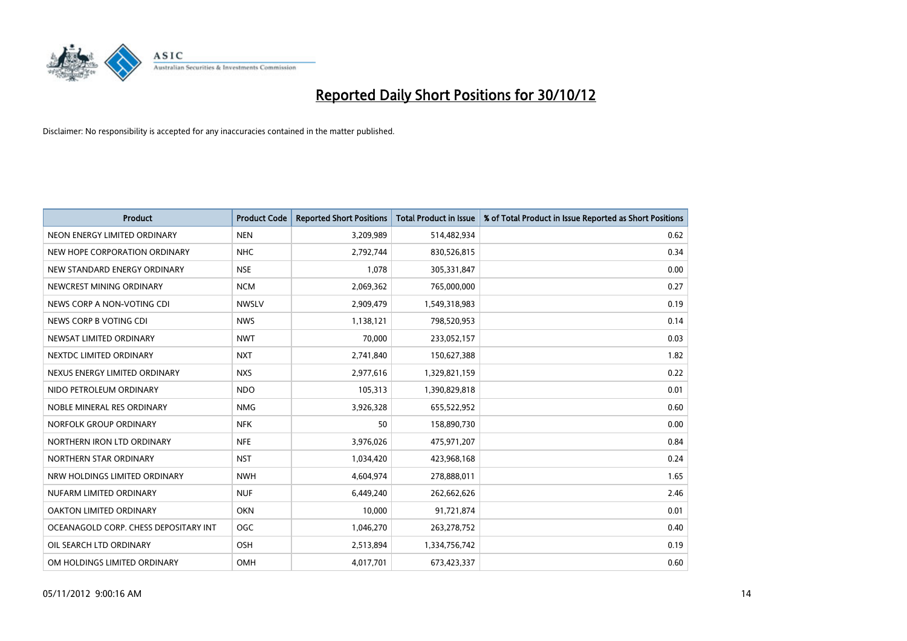# Reported Daily Short Positions for 30/10/12

Disclaimer: No responsibility is accepted for any inaccuracies contained in the matter published.

| Product | Product Code | Reported Short Positions | Total Product in Issue | % of Total Product in Issue Reported as Short Positions |
|---|---|---|---|---|
| NEON ENERGY LIMITED ORDINARY | NEN | 3,209,989 | 514,482,934 | 0.62 |
| NEW HOPE CORPORATION ORDINARY | NHC | 2,792,744 | 830,526,815 | 0.34 |
| NEW STANDARD ENERGY ORDINARY | NSE | 1,078 | 305,331,847 | 0.00 |
| NEWCREST MINING ORDINARY | NCM | 2,069,362 | 765,000,000 | 0.27 |
| NEWS CORP A NON-VOTING CDI | NWSLV | 2,909,479 | 1,549,318,983 | 0.19 |
| NEWS CORP B VOTING CDI | NWS | 1,138,121 | 798,520,953 | 0.14 |
| NEWSAT LIMITED ORDINARY | NWT | 70,000 | 233,052,157 | 0.03 |
| NEXTDC LIMITED ORDINARY | NXT | 2,741,840 | 150,627,388 | 1.82 |
| NEXUS ENERGY LIMITED ORDINARY | NXS | 2,977,616 | 1,329,821,159 | 0.22 |
| NIDO PETROLEUM ORDINARY | NDO | 105,313 | 1,390,829,818 | 0.01 |
| NOBLE MINERAL RES ORDINARY | NMG | 3,926,328 | 655,522,952 | 0.60 |
| NORFOLK GROUP ORDINARY | NFK | 50 | 158,890,730 | 0.00 |
| NORTHERN IRON LTD ORDINARY | NFE | 3,976,026 | 475,971,207 | 0.84 |
| NORTHERN STAR ORDINARY | NST | 1,034,420 | 423,968,168 | 0.24 |
| NRW HOLDINGS LIMITED ORDINARY | NWH | 4,604,974 | 278,888,011 | 1.65 |
| NUFARM LIMITED ORDINARY | NUF | 6,449,240 | 262,662,626 | 2.46 |
| OAKTON LIMITED ORDINARY | OKN | 10,000 | 91,721,874 | 0.01 |
| OCEANAGOLD CORP. CHESS DEPOSITARY INT | OGC | 1,046,270 | 263,278,752 | 0.40 |
| OIL SEARCH LTD ORDINARY | OSH | 2,513,894 | 1,334,756,742 | 0.19 |
| OM HOLDINGS LIMITED ORDINARY | OMH | 4,017,701 | 673,423,337 | 0.60 |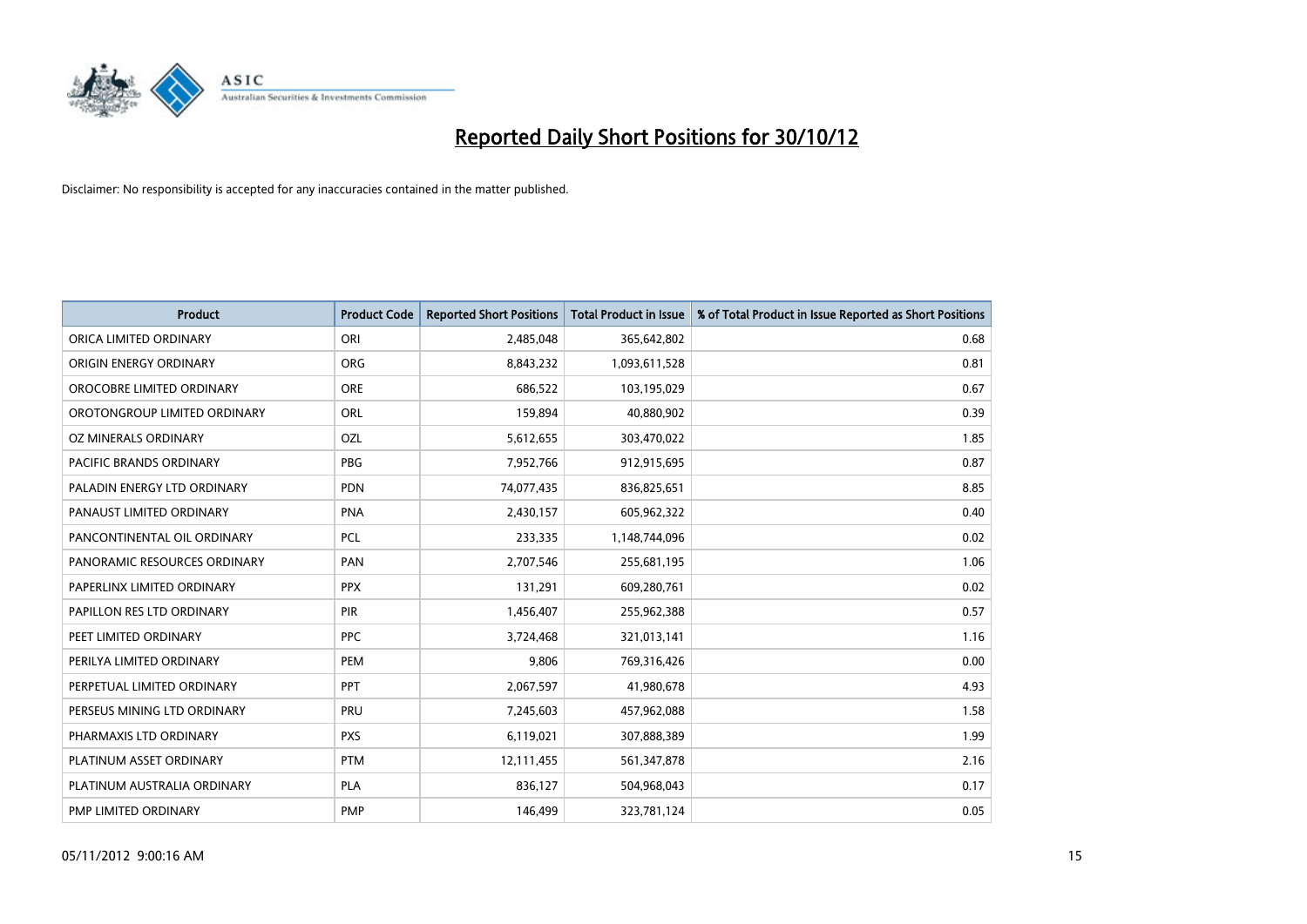# Reported Daily Short Positions for 30/10/12

Disclaimer: No responsibility is accepted for any inaccuracies contained in the matter published.

| Product | Product Code | Reported Short Positions | Total Product in Issue | % of Total Product in Issue Reported as Short Positions |
| --- | --- | --- | --- | --- |
| ORICA LIMITED ORDINARY | ORI | 2,485,048 | 365,642,802 | 0.68 |
| ORIGIN ENERGY ORDINARY | ORG | 8,843,232 | 1,093,611,528 | 0.81 |
| OROCOBRE LIMITED ORDINARY | ORE | 686,522 | 103,195,029 | 0.67 |
| OROTONGROUP LIMITED ORDINARY | ORL | 159,894 | 40,880,902 | 0.39 |
| OZ MINERALS ORDINARY | OZL | 5,612,655 | 303,470,022 | 1.85 |
| PACIFIC BRANDS ORDINARY | PBG | 7,952,766 | 912,915,695 | 0.87 |
| PALADIN ENERGY LTD ORDINARY | PDN | 74,077,435 | 836,825,651 | 8.85 |
| PANAUST LIMITED ORDINARY | PNA | 2,430,157 | 605,962,322 | 0.40 |
| PANCONTINENTAL OIL ORDINARY | PCL | 233,335 | 1,148,744,096 | 0.02 |
| PANORAMIC RESOURCES ORDINARY | PAN | 2,707,546 | 255,681,195 | 1.06 |
| PAPERLINX LIMITED ORDINARY | PPX | 131,291 | 609,280,761 | 0.02 |
| PAPILLON RES LTD ORDINARY | PIR | 1,456,407 | 255,962,388 | 0.57 |
| PEET LIMITED ORDINARY | PPC | 3,724,468 | 321,013,141 | 1.16 |
| PERILYA LIMITED ORDINARY | PEM | 9,806 | 769,316,426 | 0.00 |
| PERPETUAL LIMITED ORDINARY | PPT | 2,067,597 | 41,980,678 | 4.93 |
| PERSEUS MINING LTD ORDINARY | PRU | 7,245,603 | 457,962,088 | 1.58 |
| PHARMAXIS LTD ORDINARY | PXS | 6,119,021 | 307,888,389 | 1.99 |
| PLATINUM ASSET ORDINARY | PTM | 12,111,455 | 561,347,878 | 2.16 |
| PLATINUM AUSTRALIA ORDINARY | PLA | 836,127 | 504,968,043 | 0.17 |
| PMP LIMITED ORDINARY | PMP | 146,499 | 323,781,124 | 0.05 |

05/11/2012 9:00:16 AM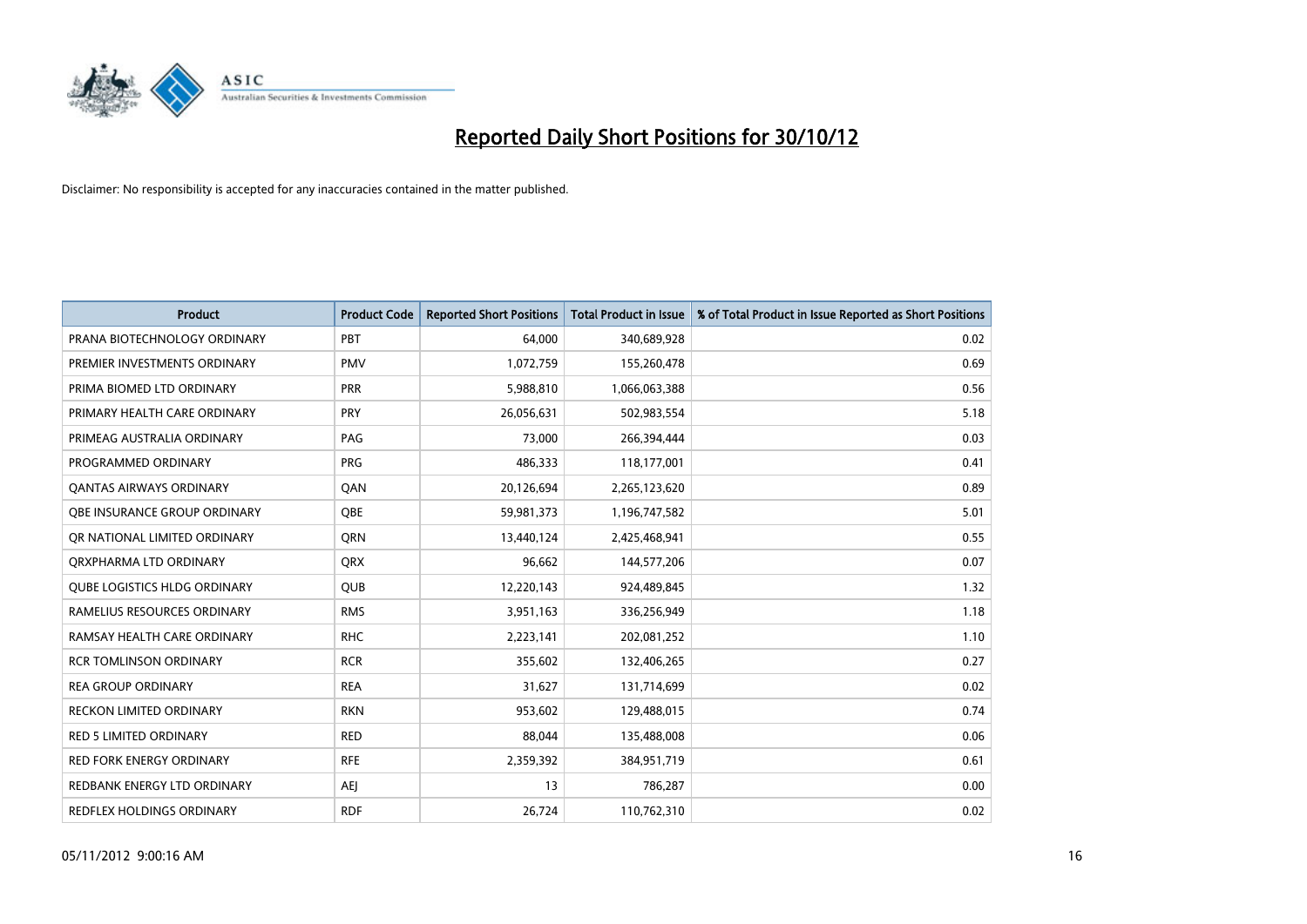# Reported Daily Short Positions for 30/10/12

Disclaimer: No responsibility is accepted for any inaccuracies contained in the matter published.

| Product | Product Code | Reported Short Positions | Total Product in Issue | % of Total Product in Issue Reported as Short Positions |
|---|---|---|---|---|
| PRANA BIOTECHNOLOGY ORDINARY | PBT | 64,000 | 340,689,928 | 0.02 |
| PREMIER INVESTMENTS ORDINARY | PMV | 1,072,759 | 155,260,478 | 0.69 |
| PRIMA BIOMED LTD ORDINARY | PRR | 5,988,810 | 1,066,063,388 | 0.56 |
| PRIMARY HEALTH CARE ORDINARY | PRY | 26,056,631 | 502,983,554 | 5.18 |
| PRIMEAG AUSTRALIA ORDINARY | PAG | 73,000 | 266,394,444 | 0.03 |
| PROGRAMMED ORDINARY | PRG | 486,333 | 118,177,001 | 0.41 |
| QANTAS AIRWAYS ORDINARY | QAN | 20,126,694 | 2,265,123,620 | 0.89 |
| QBE INSURANCE GROUP ORDINARY | QBE | 59,981,373 | 1,196,747,582 | 5.01 |
| QR NATIONAL LIMITED ORDINARY | QRN | 13,440,124 | 2,425,468,941 | 0.55 |
| QRXPHARMA LTD ORDINARY | QRX | 96,662 | 144,577,206 | 0.07 |
| QUBE LOGISTICS HLDG ORDINARY | QUB | 12,220,143 | 924,489,845 | 1.32 |
| RAMELIUS RESOURCES ORDINARY | RMS | 3,951,163 | 336,256,949 | 1.18 |
| RAMSAY HEALTH CARE ORDINARY | RHC | 2,223,141 | 202,081,252 | 1.10 |
| RCR TOMLINSON ORDINARY | RCR | 355,602 | 132,406,265 | 0.27 |
| REA GROUP ORDINARY | REA | 31,627 | 131,714,699 | 0.02 |
| RECKON LIMITED ORDINARY | RKN | 953,602 | 129,488,015 | 0.74 |
| RED 5 LIMITED ORDINARY | RED | 88,044 | 135,488,008 | 0.06 |
| RED FORK ENERGY ORDINARY | RFE | 2,359,392 | 384,951,719 | 0.61 |
| REDBANK ENERGY LTD ORDINARY | AEJ | 13 | 786,287 | 0.00 |
| REDFLEX HOLDINGS ORDINARY | RDF | 26,724 | 110,762,310 | 0.02 |

05/11/2012 9:00:16 AM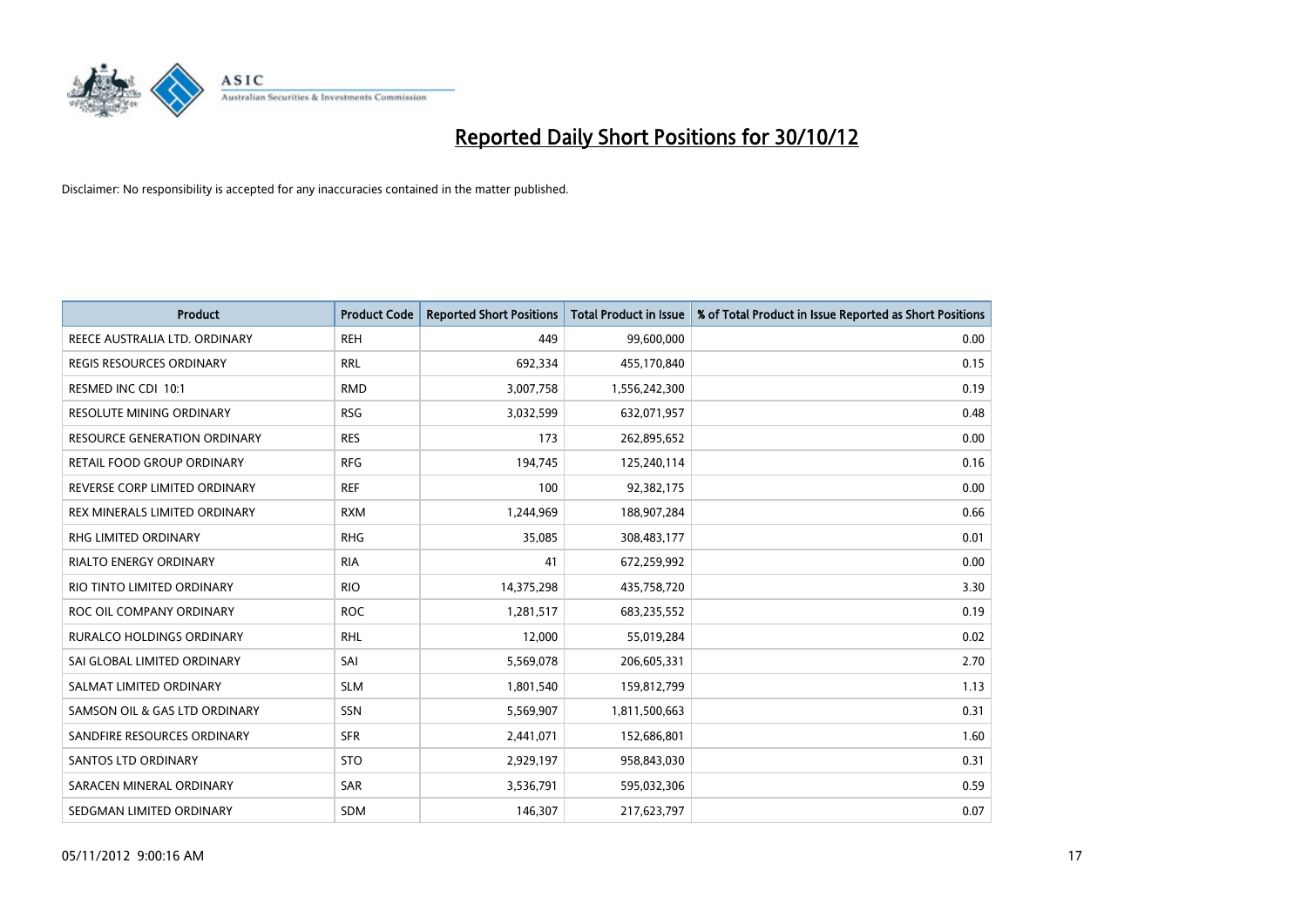# Reported Daily Short Positions for 30/10/12

Disclaimer: No responsibility is accepted for any inaccuracies contained in the matter published.

| Product | Product Code | Reported Short Positions | Total Product in Issue | % of Total Product in Issue Reported as Short Positions |
|---|---|---|---|---|
| REECE AUSTRALIA LTD. ORDINARY | REH | 449 | 99,600,000 | 0.00 |
| REGIS RESOURCES ORDINARY | RRL | 692,334 | 455,170,840 | 0.15 |
| RESMED INC CDI 10:1 | RMD | 3,007,758 | 1,556,242,300 | 0.19 |
| RESOLUTE MINING ORDINARY | RSG | 3,032,599 | 632,071,957 | 0.48 |
| RESOURCE GENERATION ORDINARY | RES | 173 | 262,895,652 | 0.00 |
| RETAIL FOOD GROUP ORDINARY | RFG | 194,745 | 125,240,114 | 0.16 |
| REVERSE CORP LIMITED ORDINARY | REF | 100 | 92,382,175 | 0.00 |
| REX MINERALS LIMITED ORDINARY | RXM | 1,244,969 | 188,907,284 | 0.66 |
| RHG LIMITED ORDINARY | RHG | 35,085 | 308,483,177 | 0.01 |
| RIALTO ENERGY ORDINARY | RIA | 41 | 672,259,992 | 0.00 |
| RIO TINTO LIMITED ORDINARY | RIO | 14,375,298 | 435,758,720 | 3.30 |
| ROC OIL COMPANY ORDINARY | ROC | 1,281,517 | 683,235,552 | 0.19 |
| RURALCO HOLDINGS ORDINARY | RHL | 12,000 | 55,019,284 | 0.02 |
| SAI GLOBAL LIMITED ORDINARY | SAI | 5,569,078 | 206,605,331 | 2.70 |
| SALMAT LIMITED ORDINARY | SLM | 1,801,540 | 159,812,799 | 1.13 |
| SAMSON OIL & GAS LTD ORDINARY | SSN | 5,569,907 | 1,811,500,663 | 0.31 |
| SANDFIRE RESOURCES ORDINARY | SFR | 2,441,071 | 152,686,801 | 1.60 |
| SANTOS LTD ORDINARY | STO | 2,929,197 | 958,843,030 | 0.31 |
| SARACEN MINERAL ORDINARY | SAR | 3,536,791 | 595,032,306 | 0.59 |
| SEDGMAN LIMITED ORDINARY | SDM | 146,307 | 217,623,797 | 0.07 |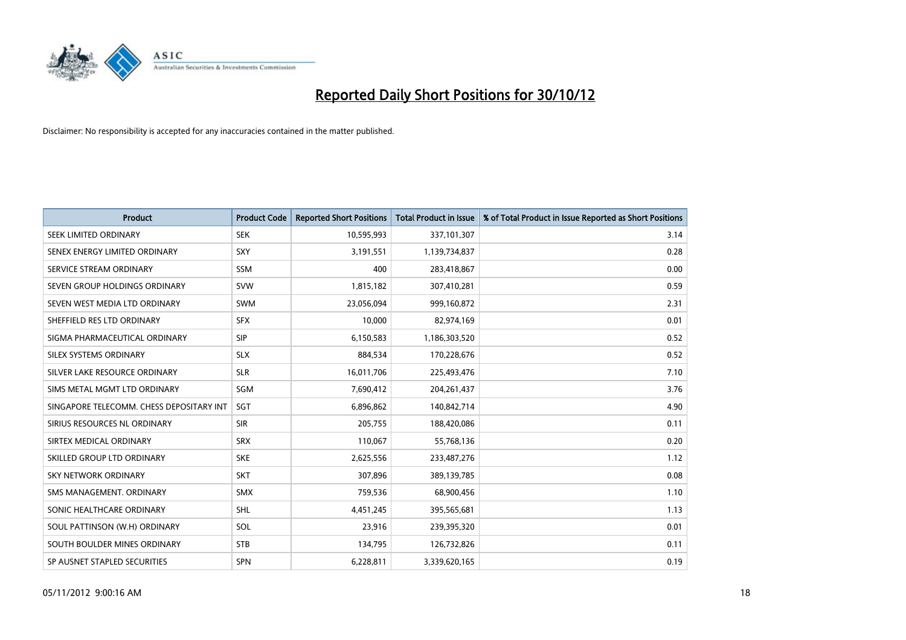# Reported Daily Short Positions for 30/10/12

Disclaimer: No responsibility is accepted for any inaccuracies contained in the matter published.

| Product | Product Code | Reported Short Positions | Total Product in Issue | % of Total Product in Issue Reported as Short Positions |
|---|---|---|---|---|
| SEEK LIMITED ORDINARY | SEK | 10,595,993 | 337,101,307 | 3.14 |
| SENEX ENERGY LIMITED ORDINARY | SXY | 3,191,551 | 1,139,734,837 | 0.28 |
| SERVICE STREAM ORDINARY | SSM | 400 | 283,418,867 | 0.00 |
| SEVEN GROUP HOLDINGS ORDINARY | SVW | 1,815,182 | 307,410,281 | 0.59 |
| SEVEN WEST MEDIA LTD ORDINARY | SWM | 23,056,094 | 999,160,872 | 2.31 |
| SHEFFIELD RES LTD ORDINARY | SFX | 10,000 | 82,974,169 | 0.01 |
| SIGMA PHARMACEUTICAL ORDINARY | SIP | 6,150,583 | 1,186,303,520 | 0.52 |
| SILEX SYSTEMS ORDINARY | SLX | 884,534 | 170,228,676 | 0.52 |
| SILVER LAKE RESOURCE ORDINARY | SLR | 16,011,706 | 225,493,476 | 7.10 |
| SIMS METAL MGMT LTD ORDINARY | SGM | 7,690,412 | 204,261,437 | 3.76 |
| SINGAPORE TELECOMM. CHESS DEPOSITARY INT | SGT | 6,896,862 | 140,842,714 | 4.90 |
| SIRIUS RESOURCES NL ORDINARY | SIR | 205,755 | 188,420,086 | 0.11 |
| SIRTEX MEDICAL ORDINARY | SRX | 110,067 | 55,768,136 | 0.20 |
| SKILLED GROUP LTD ORDINARY | SKE | 2,625,556 | 233,487,276 | 1.12 |
| SKY NETWORK ORDINARY | SKT | 307,896 | 389,139,785 | 0.08 |
| SMS MANAGEMENT. ORDINARY | SMX | 759,536 | 68,900,456 | 1.10 |
| SONIC HEALTHCARE ORDINARY | SHL | 4,451,245 | 395,565,681 | 1.13 |
| SOUL PATTINSON (W.H) ORDINARY | SOL | 23,916 | 239,395,320 | 0.01 |
| SOUTH BOULDER MINES ORDINARY | STB | 134,795 | 126,732,826 | 0.11 |
| SP AUSNET STAPLED SECURITIES | SPN | 6,228,811 | 3,339,620,165 | 0.19 |

05/11/2012 9:00:16 AM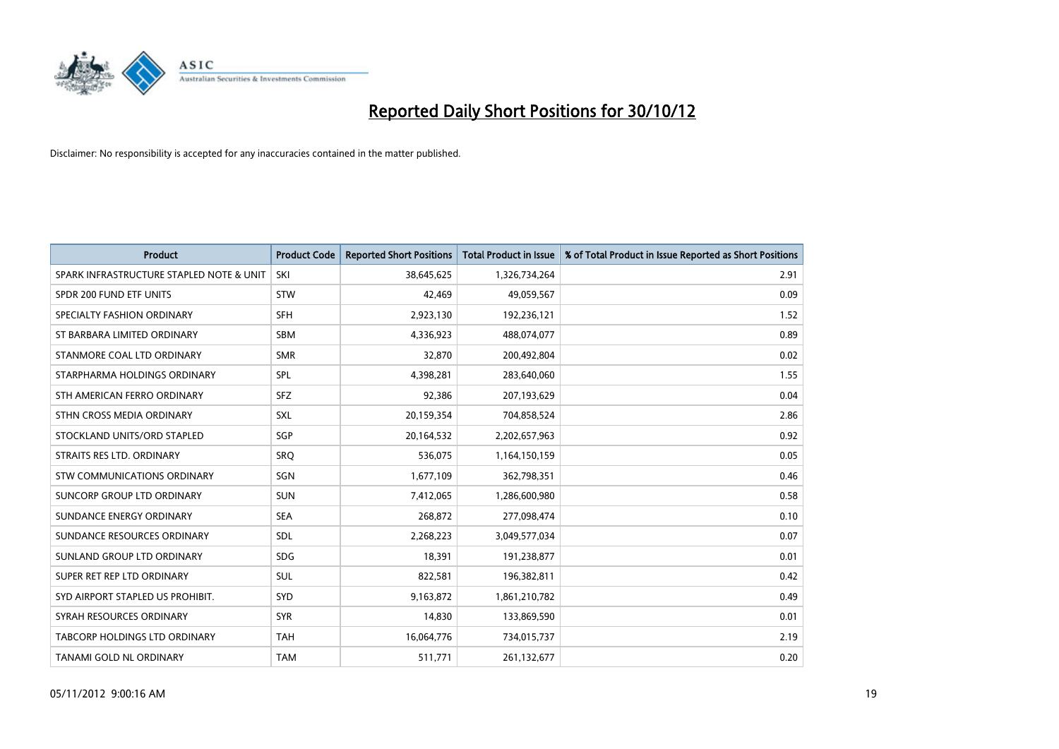# Reported Daily Short Positions for 30/10/12

Disclaimer: No responsibility is accepted for any inaccuracies contained in the matter published.

| Product | Product Code | Reported Short Positions | Total Product in Issue | % of Total Product in Issue Reported as Short Positions |
|---|---|---|---|---|
| SPARK INFRASTRUCTURE STAPLED NOTE & UNIT | SKI | 38,645,625 | 1,326,734,264 | 2.91 |
| SPDR 200 FUND ETF UNITS | STW | 42,469 | 49,059,567 | 0.09 |
| SPECIALTY FASHION ORDINARY | SFH | 2,923,130 | 192,236,121 | 1.52 |
| ST BARBARA LIMITED ORDINARY | SBM | 4,336,923 | 488,074,077 | 0.89 |
| STANMORE COAL LTD ORDINARY | SMR | 32,870 | 200,492,804 | 0.02 |
| STARPHARMA HOLDINGS ORDINARY | SPL | 4,398,281 | 283,640,060 | 1.55 |
| STH AMERICAN FERRO ORDINARY | SFZ | 92,386 | 207,193,629 | 0.04 |
| STHN CROSS MEDIA ORDINARY | SXL | 20,159,354 | 704,858,524 | 2.86 |
| STOCKLAND UNITS/ORD STAPLED | SGP | 20,164,532 | 2,202,657,963 | 0.92 |
| STRAITS RES LTD. ORDINARY | SRQ | 536,075 | 1,164,150,159 | 0.05 |
| STW COMMUNICATIONS ORDINARY | SGN | 1,677,109 | 362,798,351 | 0.46 |
| SUNCORP GROUP LTD ORDINARY | SUN | 7,412,065 | 1,286,600,980 | 0.58 |
| SUNDANCE ENERGY ORDINARY | SEA | 268,872 | 277,098,474 | 0.10 |
| SUNDANCE RESOURCES ORDINARY | SDL | 2,268,223 | 3,049,577,034 | 0.07 |
| SUNLAND GROUP LTD ORDINARY | SDG | 18,391 | 191,238,877 | 0.01 |
| SUPER RET REP LTD ORDINARY | SUL | 822,581 | 196,382,811 | 0.42 |
| SYD AIRPORT STAPLED US PROHIBIT. | SYD | 9,163,872 | 1,861,210,782 | 0.49 |
| SYRAH RESOURCES ORDINARY | SYR | 14,830 | 133,869,590 | 0.01 |
| TABCORP HOLDINGS LTD ORDINARY | TAH | 16,064,776 | 734,015,737 | 2.19 |
| TANAMI GOLD NL ORDINARY | TAM | 511,771 | 261,132,677 | 0.20 |

05/11/2012 9:00:16 AM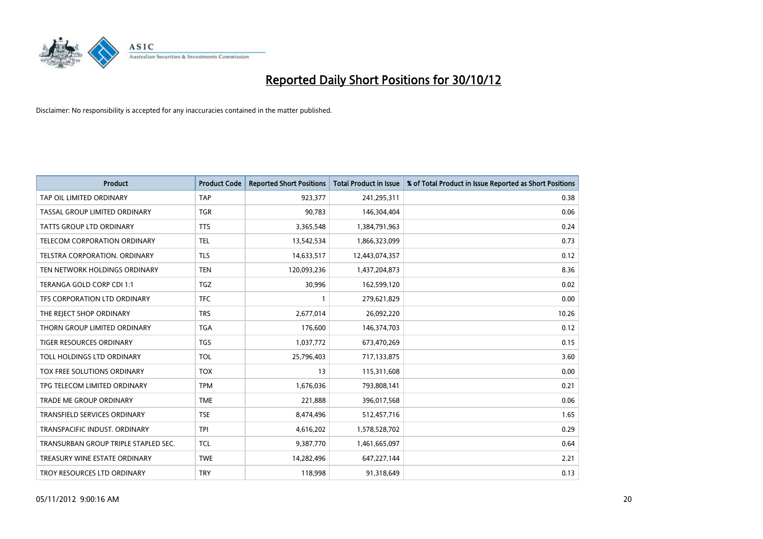# Reported Daily Short Positions for 30/10/12

Disclaimer: No responsibility is accepted for any inaccuracies contained in the matter published.

| Product | Product Code | Reported Short Positions | Total Product in Issue | % of Total Product in Issue Reported as Short Positions |
|---|---|---|---|---|
| TAP OIL LIMITED ORDINARY | TAP | 923,377 | 241,295,311 | 0.38 |
| TASSAL GROUP LIMITED ORDINARY | TGR | 90,783 | 146,304,404 | 0.06 |
| TATTS GROUP LTD ORDINARY | TTS | 3,365,548 | 1,384,791,963 | 0.24 |
| TELECOM CORPORATION ORDINARY | TEL | 13,542,534 | 1,866,323,099 | 0.73 |
| TELSTRA CORPORATION. ORDINARY | TLS | 14,633,517 | 12,443,074,357 | 0.12 |
| TEN NETWORK HOLDINGS ORDINARY | TEN | 120,093,236 | 1,437,204,873 | 8.36 |
| TERANGA GOLD CORP CDI 1:1 | TGZ | 30,996 | 162,599,120 | 0.02 |
| TFS CORPORATION LTD ORDINARY | TFC | 1 | 279,621,829 | 0.00 |
| THE REJECT SHOP ORDINARY | TRS | 2,677,014 | 26,092,220 | 10.26 |
| THORN GROUP LIMITED ORDINARY | TGA | 176,600 | 146,374,703 | 0.12 |
| TIGER RESOURCES ORDINARY | TGS | 1,037,772 | 673,470,269 | 0.15 |
| TOLL HOLDINGS LTD ORDINARY | TOL | 25,796,403 | 717,133,875 | 3.60 |
| TOX FREE SOLUTIONS ORDINARY | TOX | 13 | 115,311,608 | 0.00 |
| TPG TELECOM LIMITED ORDINARY | TPM | 1,676,036 | 793,808,141 | 0.21 |
| TRADE ME GROUP ORDINARY | TME | 221,888 | 396,017,568 | 0.06 |
| TRANSFIELD SERVICES ORDINARY | TSE | 8,474,496 | 512,457,716 | 1.65 |
| TRANSPACIFIC INDUST. ORDINARY | TPI | 4,616,202 | 1,578,528,702 | 0.29 |
| TRANSURBAN GROUP TRIPLE STAPLED SEC. | TCL | 9,387,770 | 1,461,665,097 | 0.64 |
| TREASURY WINE ESTATE ORDINARY | TWE | 14,282,496 | 647,227,144 | 2.21 |
| TROY RESOURCES LTD ORDINARY | TRY | 118,998 | 91,318,649 | 0.13 |

05/11/2012 9:00:16 AM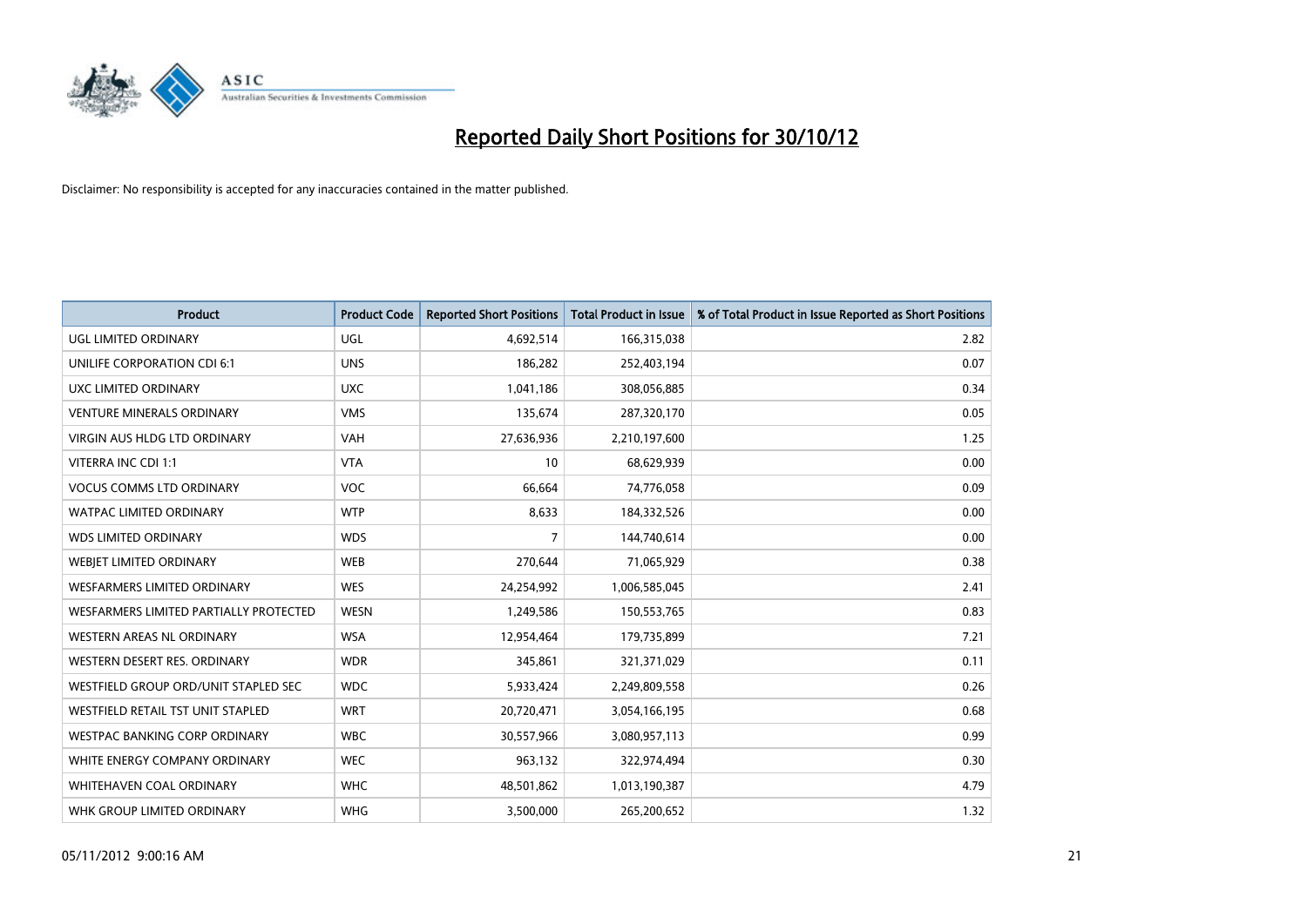# Reported Daily Short Positions for 30/10/12

Disclaimer: No responsibility is accepted for any inaccuracies contained in the matter published.

| Product | Product Code | Reported Short Positions | Total Product in Issue | % of Total Product in Issue Reported as Short Positions |
|---|---|---|---|---|
| UGL LIMITED ORDINARY | UGL | 4,692,514 | 166,315,038 | 2.82 |
| UNILIFE CORPORATION CDI 6:1 | UNS | 186,282 | 252,403,194 | 0.07 |
| UXC LIMITED ORDINARY | UXC | 1,041,186 | 308,056,885 | 0.34 |
| VENTURE MINERALS ORDINARY | VMS | 135,674 | 287,320,170 | 0.05 |
| VIRGIN AUS HLDG LTD ORDINARY | VAH | 27,636,936 | 2,210,197,600 | 1.25 |
| VITERRA INC CDI 1:1 | VTA | 10 | 68,629,939 | 0.00 |
| VOCUS COMMS LTD ORDINARY | VOC | 66,664 | 74,776,058 | 0.09 |
| WATPAC LIMITED ORDINARY | WTP | 8,633 | 184,332,526 | 0.00 |
| WDS LIMITED ORDINARY | WDS | 7 | 144,740,614 | 0.00 |
| WEBJET LIMITED ORDINARY | WEB | 270,644 | 71,065,929 | 0.38 |
| WESFARMERS LIMITED ORDINARY | WES | 24,254,992 | 1,006,585,045 | 2.41 |
| WESFARMERS LIMITED PARTIALLY PROTECTED | WESN | 1,249,586 | 150,553,765 | 0.83 |
| WESTERN AREAS NL ORDINARY | WSA | 12,954,464 | 179,735,899 | 7.21 |
| WESTERN DESERT RES. ORDINARY | WDR | 345,861 | 321,371,029 | 0.11 |
| WESTFIELD GROUP ORD/UNIT STAPLED SEC | WDC | 5,933,424 | 2,249,809,558 | 0.26 |
| WESTFIELD RETAIL TST UNIT STAPLED | WRT | 20,720,471 | 3,054,166,195 | 0.68 |
| WESTPAC BANKING CORP ORDINARY | WBC | 30,557,966 | 3,080,957,113 | 0.99 |
| WHITE ENERGY COMPANY ORDINARY | WEC | 963,132 | 322,974,494 | 0.30 |
| WHITEHAVEN COAL ORDINARY | WHC | 48,501,862 | 1,013,190,387 | 4.79 |
| WHK GROUP LIMITED ORDINARY | WHG | 3,500,000 | 265,200,652 | 1.32 |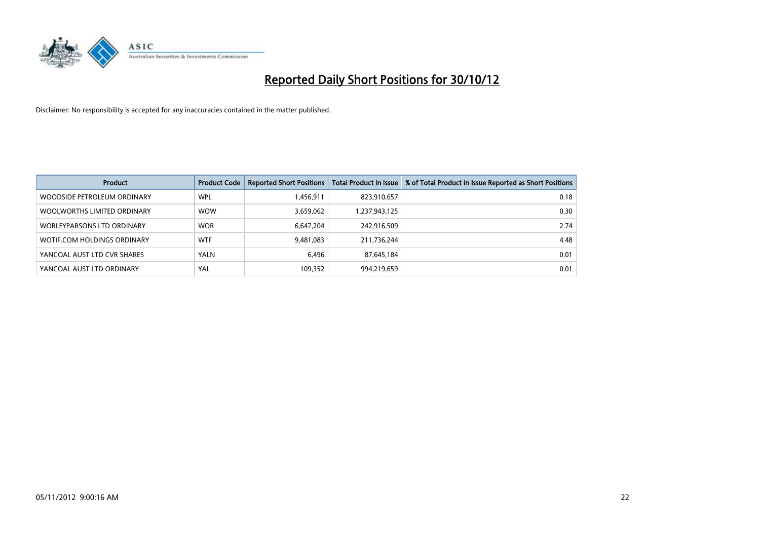# Reported Daily Short Positions for 30/10/12

Disclaimer: No responsibility is accepted for any inaccuracies contained in the matter published.

| Product | Product Code | Reported Short Positions | Total Product in Issue | % of Total Product in Issue Reported as Short Positions |
|---|---|---|---|---|
| WOODSIDE PETROLEUM ORDINARY | WPL | 1,456,911 | 823,910,657 | 0.18 |
| WOOLWORTHS LIMITED ORDINARY | WOW | 3,659,062 | 1,237,943,125 | 0.30 |
| WORLEYPARSONS LTD ORDINARY | WOR | 6,647,204 | 242,916,509 | 2.74 |
| WOTIF.COM HOLDINGS ORDINARY | WTF | 9,481,083 | 211,736,244 | 4.48 |
| YANCOAL AUST LTD CVR SHARES | YALN | 6,496 | 87,645,184 | 0.01 |
| YANCOAL AUST LTD ORDINARY | YAL | 109,352 | 994,219,659 | 0.01 |

05/11/2012 9:00:16 AM